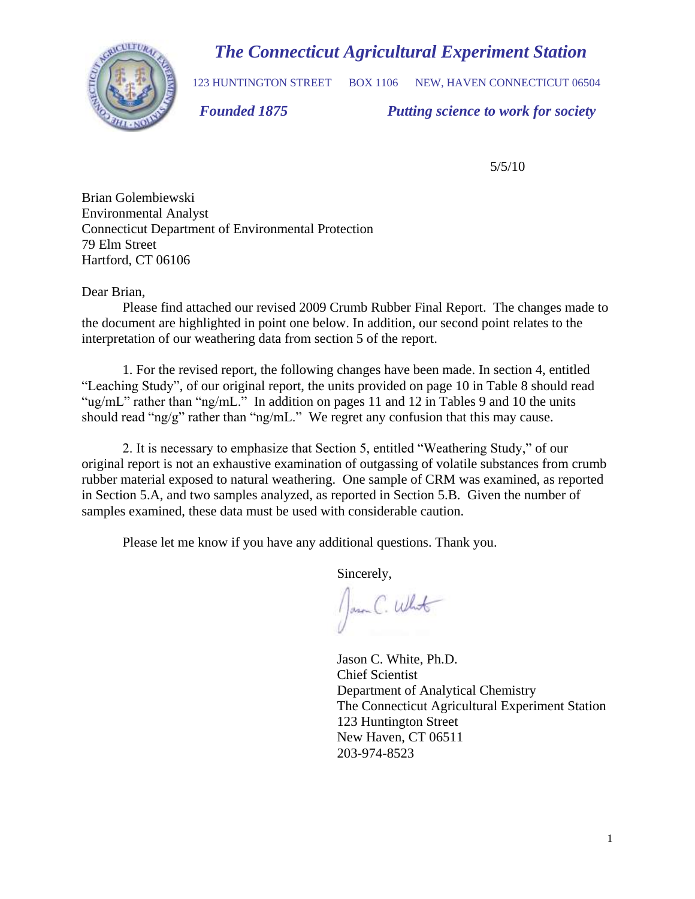# *The Connecticut Agricultural Experiment Station*

123 HUNTINGTON STREET    BOX 1106    NEW, HAVEN CONNECTICUT 06504

***Founded 1875***    ***Putting science to work for society***

5/5/10

Brian Golembiewski
Environmental Analyst
Connecticut Department of Environmental Protection
79 Elm Street
Hartford, CT 06106

Dear Brian,

Please find attached our revised 2009 Crumb Rubber Final Report. The changes made to the document are highlighted in point one below. In addition, our second point relates to the interpretation of our weathering data from section 5 of the report.

1. For the revised report, the following changes have been made. In section 4, entitled "Leaching Study", of our original report, the units provided on page 10 in Table 8 should read "ug/mL" rather than "ng/mL." In addition on pages 11 and 12 in Tables 9 and 10 the units should read "ng/g" rather than "ng/mL." We regret any confusion that this may cause.

2. It is necessary to emphasize that Section 5, entitled "Weathering Study," of our original report is not an exhaustive examination of outgassing of volatile substances from crumb rubber material exposed to natural weathering. One sample of CRM was examined, as reported in Section 5.A, and two samples analyzed, as reported in Section 5.B. Given the number of samples examined, these data must be used with considerable caution.

Please let me know if you have any additional questions. Thank you.

Sincerely,

Jason C. White, Ph.D.
Chief Scientist
Department of Analytical Chemistry
The Connecticut Agricultural Experiment Station
123 Huntington Street
New Haven, CT 06511
203-974-8523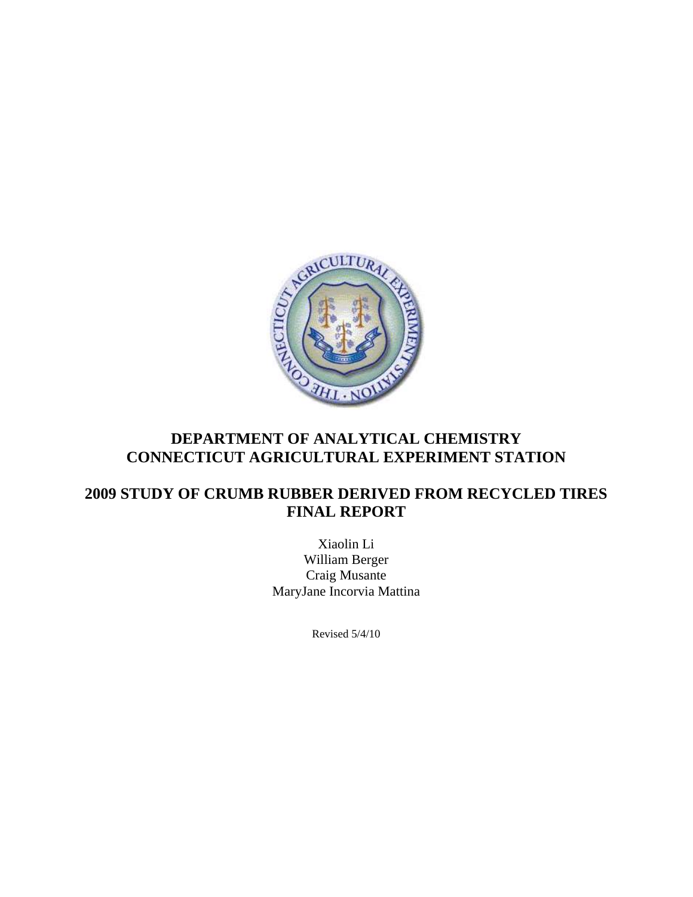# DEPARTMENT OF ANALYTICAL CHEMISTRY
# CONNECTICUT AGRICULTURAL EXPERIMENT STATION

## 2009 STUDY OF CRUMB RUBBER DERIVED FROM RECYCLED TIRES
## FINAL REPORT

Xiaolin Li
William Berger
Craig Musante
MaryJane Incorvia Mattina

Revised 5/4/10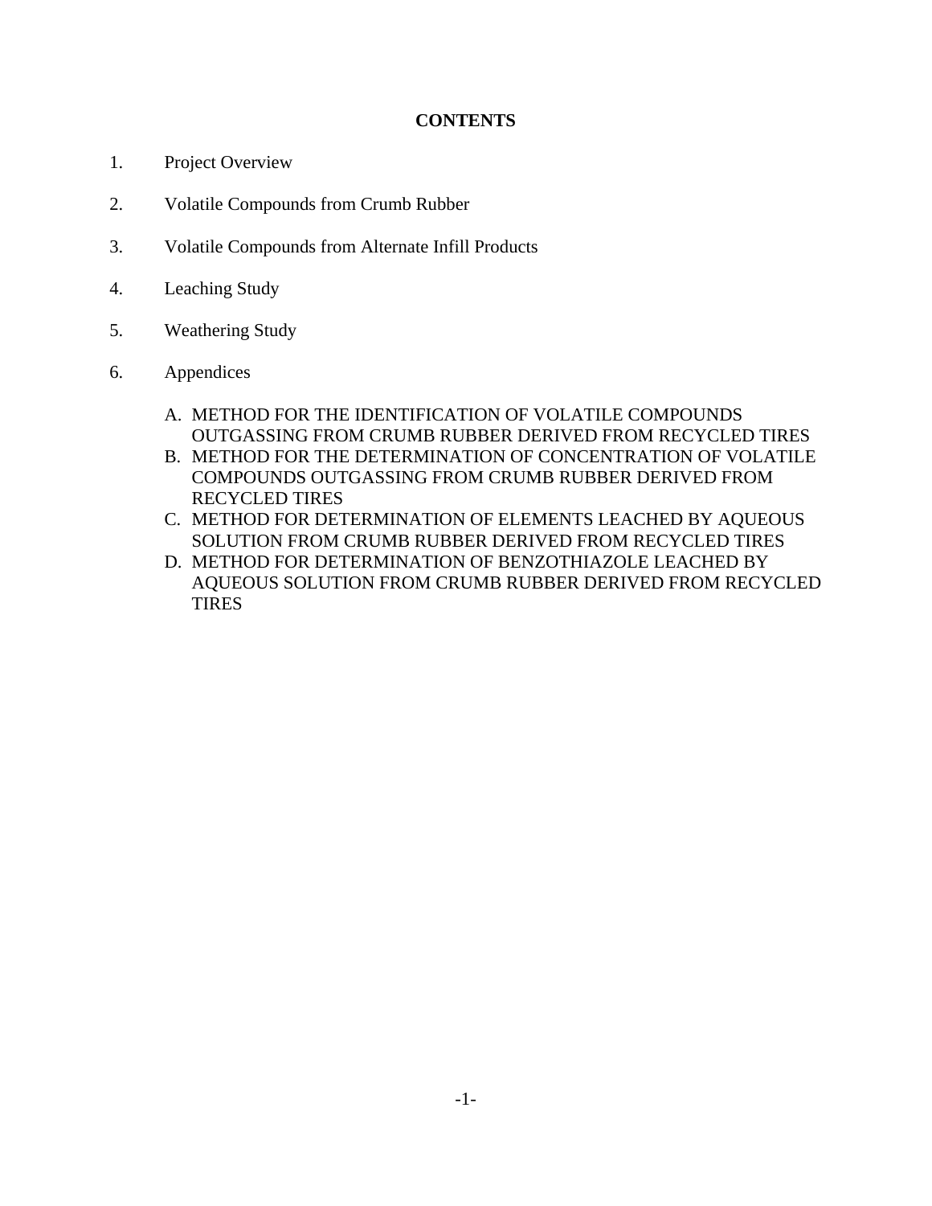# CONTENTS

1. Project Overview

2. Volatile Compounds from Crumb Rubber

3. Volatile Compounds from Alternate Infill Products

4. Leaching Study

5. Weathering Study

6. Appendices

   A. METHOD FOR THE IDENTIFICATION OF VOLATILE COMPOUNDS OUTGASSING FROM CRUMB RUBBER DERIVED FROM RECYCLED TIRES
   B. METHOD FOR THE DETERMINATION OF CONCENTRATION OF VOLATILE COMPOUNDS OUTGASSING FROM CRUMB RUBBER DERIVED FROM RECYCLED TIRES
   C. METHOD FOR DETERMINATION OF ELEMENTS LEACHED BY AQUEOUS SOLUTION FROM CRUMB RUBBER DERIVED FROM RECYCLED TIRES
   D. METHOD FOR DETERMINATION OF BENZOTHIAZOLE LEACHED BY AQUEOUS SOLUTION FROM CRUMB RUBBER DERIVED FROM RECYCLED TIRES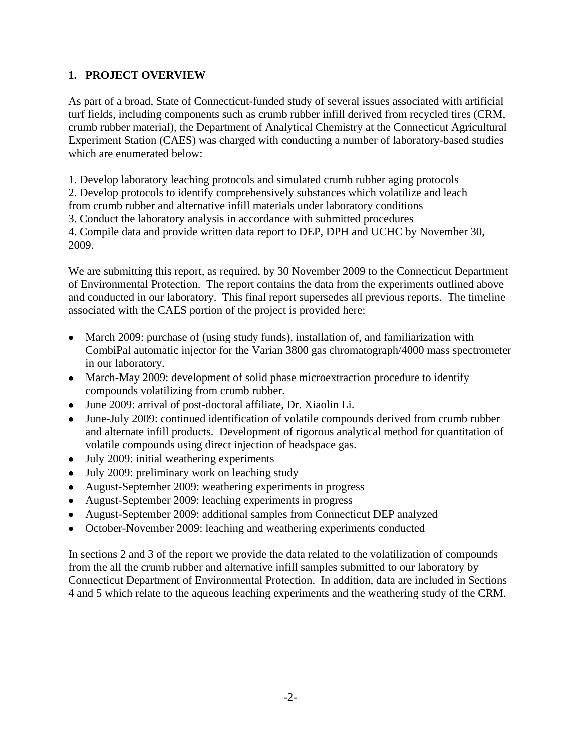## 1. PROJECT OVERVIEW

As part of a broad, State of Connecticut-funded study of several issues associated with artificial turf fields, including components such as crumb rubber infill derived from recycled tires (CRM, crumb rubber material), the Department of Analytical Chemistry at the Connecticut Agricultural Experiment Station (CAES) was charged with conducting a number of laboratory-based studies which are enumerated below:

1. Develop laboratory leaching protocols and simulated crumb rubber aging protocols
2. Develop protocols to identify comprehensively substances which volatilize and leach from crumb rubber and alternative infill materials under laboratory conditions
3. Conduct the laboratory analysis in accordance with submitted procedures
4. Compile data and provide written data report to DEP, DPH and UCHC by November 30, 2009.

We are submitting this report, as required, by 30 November 2009 to the Connecticut Department of Environmental Protection. The report contains the data from the experiments outlined above and conducted in our laboratory. This final report supersedes all previous reports. The timeline associated with the CAES portion of the project is provided here:

- March 2009: purchase of (using study funds), installation of, and familiarization with CombiPal automatic injector for the Varian 3800 gas chromatograph/4000 mass spectrometer in our laboratory.
- March-May 2009: development of solid phase microextraction procedure to identify compounds volatilizing from crumb rubber.
- June 2009: arrival of post-doctoral affiliate, Dr. Xiaolin Li.
- June-July 2009: continued identification of volatile compounds derived from crumb rubber and alternate infill products. Development of rigorous analytical method for quantitation of volatile compounds using direct injection of headspace gas.
- July 2009: initial weathering experiments
- July 2009: preliminary work on leaching study
- August-September 2009: weathering experiments in progress
- August-September 2009: leaching experiments in progress
- August-September 2009: additional samples from Connecticut DEP analyzed
- October-November 2009: leaching and weathering experiments conducted

In sections 2 and 3 of the report we provide the data related to the volatilization of compounds from the all the crumb rubber and alternative infill samples submitted to our laboratory by Connecticut Department of Environmental Protection. In addition, data are included in Sections 4 and 5 which relate to the aqueous leaching experiments and the weathering study of the CRM.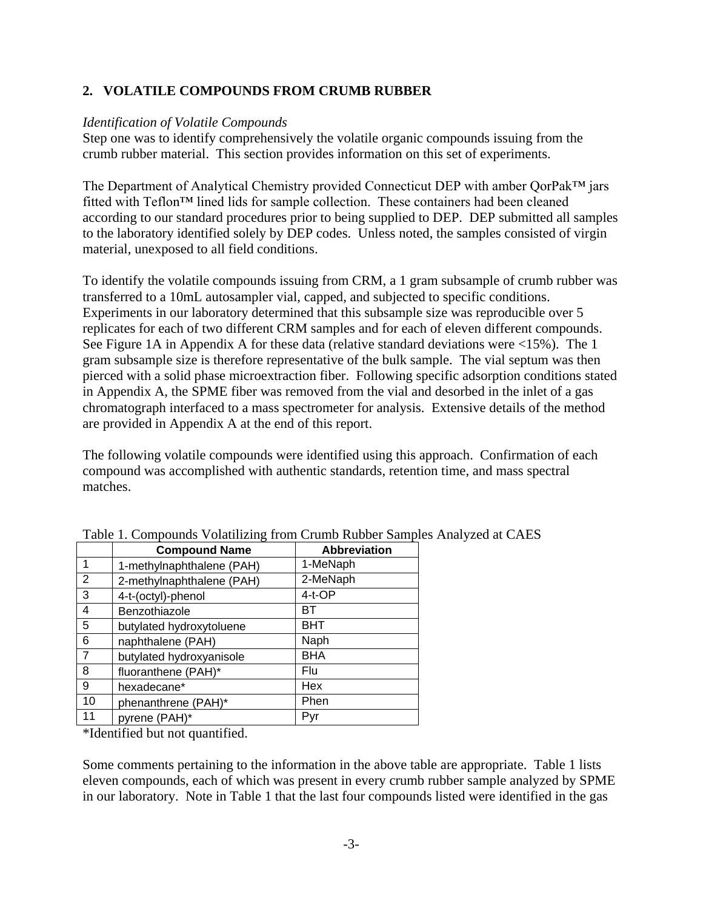## 2. VOLATILE COMPOUNDS FROM CRUMB RUBBER

*Identification of Volatile Compounds*

Step one was to identify comprehensively the volatile organic compounds issuing from the crumb rubber material. This section provides information on this set of experiments.

The Department of Analytical Chemistry provided Connecticut DEP with amber QorPak™ jars fitted with Teflon™ lined lids for sample collection. These containers had been cleaned according to our standard procedures prior to being supplied to DEP. DEP submitted all samples to the laboratory identified solely by DEP codes. Unless noted, the samples consisted of virgin material, unexposed to all field conditions.

To identify the volatile compounds issuing from CRM, a 1 gram subsample of crumb rubber was transferred to a 10mL autosampler vial, capped, and subjected to specific conditions. Experiments in our laboratory determined that this subsample size was reproducible over 5 replicates for each of two different CRM samples and for each of eleven different compounds. See Figure 1A in Appendix A for these data (relative standard deviations were <15%). The 1 gram subsample size is therefore representative of the bulk sample. The vial septum was then pierced with a solid phase microextraction fiber. Following specific adsorption conditions stated in Appendix A, the SPME fiber was removed from the vial and desorbed in the inlet of a gas chromatograph interfaced to a mass spectrometer for analysis. Extensive details of the method are provided in Appendix A at the end of this report.

The following volatile compounds were identified using this approach. Confirmation of each compound was accomplished with authentic standards, retention time, and mass spectral matches.

Table 1. Compounds Volatilizing from Crumb Rubber Samples Analyzed at CAES

| | Compound Name | Abbreviation |
|---|---|---|
| 1 | 1-methylnaphthalene (PAH) | 1-MeNaph |
| 2 | 2-methylnaphthalene (PAH) | 2-MeNaph |
| 3 | 4-t-(octyl)-phenol | 4-t-OP |
| 4 | Benzothiazole | BT |
| 5 | butylated hydroxytoluene | BHT |
| 6 | naphthalene (PAH) | Naph |
| 7 | butylated hydroxyanisole | BHA |
| 8 | fluoranthene (PAH)* | Flu |
| 9 | hexadecane* | Hex |
| 10 | phenanthrene (PAH)* | Phen |
| 11 | pyrene (PAH)* | Pyr |

*Identified but not quantified.

Some comments pertaining to the information in the above table are appropriate. Table 1 lists eleven compounds, each of which was present in every crumb rubber sample analyzed by SPME in our laboratory. Note in Table 1 that the last four compounds listed were identified in the gas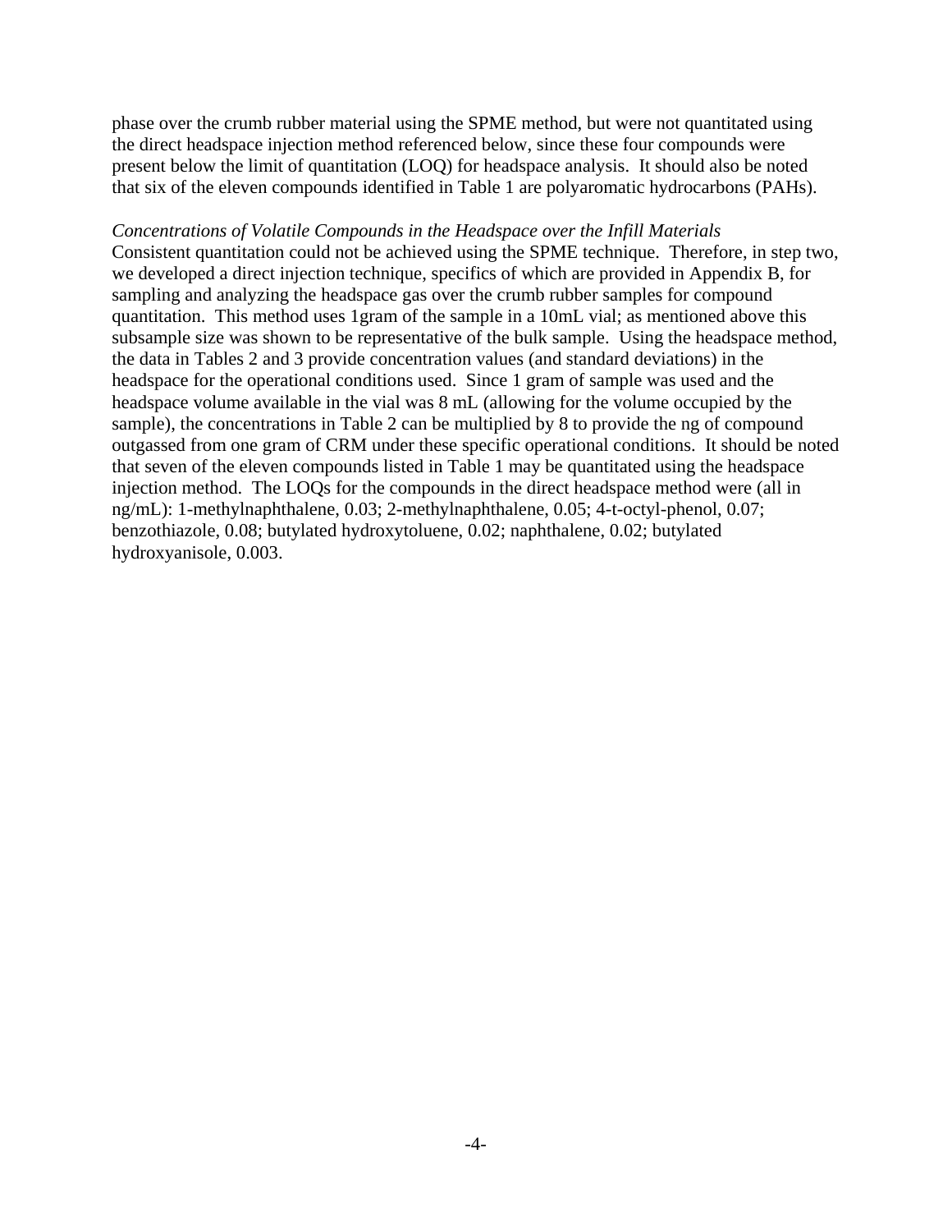phase over the crumb rubber material using the SPME method, but were not quantitated using the direct headspace injection method referenced below, since these four compounds were present below the limit of quantitation (LOQ) for headspace analysis. It should also be noted that six of the eleven compounds identified in Table 1 are polyaromatic hydrocarbons (PAHs).

*Concentrations of Volatile Compounds in the Headspace over the Infill Materials*

Consistent quantitation could not be achieved using the SPME technique. Therefore, in step two, we developed a direct injection technique, specifics of which are provided in Appendix B, for sampling and analyzing the headspace gas over the crumb rubber samples for compound quantitation. This method uses 1gram of the sample in a 10mL vial; as mentioned above this subsample size was shown to be representative of the bulk sample. Using the headspace method, the data in Tables 2 and 3 provide concentration values (and standard deviations) in the headspace for the operational conditions used. Since 1 gram of sample was used and the headspace volume available in the vial was 8 mL (allowing for the volume occupied by the sample), the concentrations in Table 2 can be multiplied by 8 to provide the ng of compound outgassed from one gram of CRM under these specific operational conditions. It should be noted that seven of the eleven compounds listed in Table 1 may be quantitated using the headspace injection method. The LOQs for the compounds in the direct headspace method were (all in ng/mL): 1-methylnaphthalene, 0.03; 2-methylnaphthalene, 0.05; 4-t-octyl-phenol, 0.07; benzothiazole, 0.08; butylated hydroxytoluene, 0.02; naphthalene, 0.02; butylated hydroxyanisole, 0.003.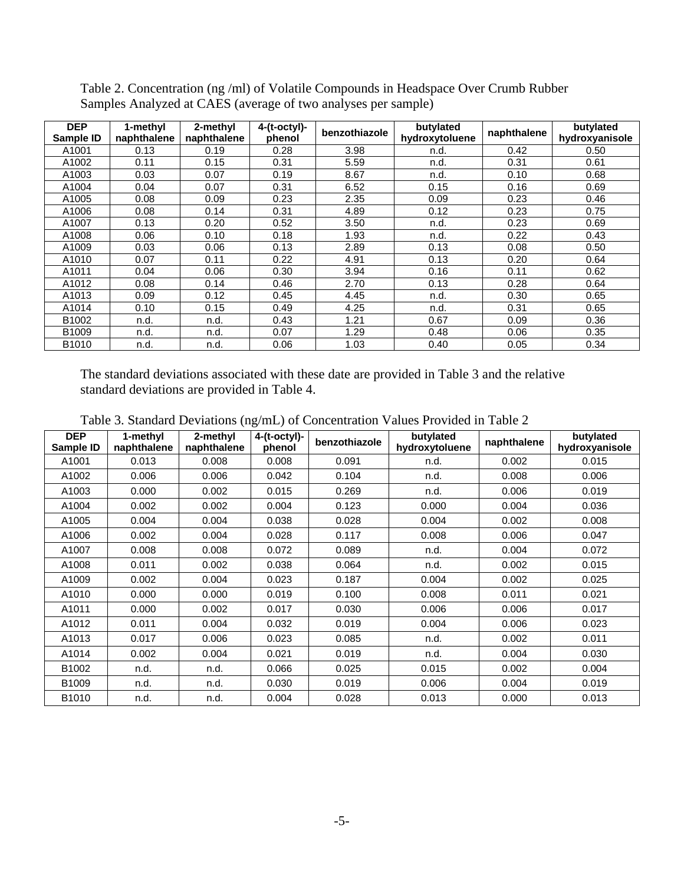Table 2. Concentration (ng /ml) of Volatile Compounds in Headspace Over Crumb Rubber Samples Analyzed at CAES (average of two analyses per sample)

| DEP Sample ID | 1-methyl naphthalene | 2-methyl naphthalene | 4-(t-octyl)-phenol | benzothiazole | butylated hydroxytoluene | naphthalene | butylated hydroxyanisole |
|---|---|---|---|---|---|---|---|
| A1001 | 0.13 | 0.19 | 0.28 | 3.98 | n.d. | 0.42 | 0.50 |
| A1002 | 0.11 | 0.15 | 0.31 | 5.59 | n.d. | 0.31 | 0.61 |
| A1003 | 0.03 | 0.07 | 0.19 | 8.67 | n.d. | 0.10 | 0.68 |
| A1004 | 0.04 | 0.07 | 0.31 | 6.52 | 0.15 | 0.16 | 0.69 |
| A1005 | 0.08 | 0.09 | 0.23 | 2.35 | 0.09 | 0.23 | 0.46 |
| A1006 | 0.08 | 0.14 | 0.31 | 4.89 | 0.12 | 0.23 | 0.75 |
| A1007 | 0.13 | 0.20 | 0.52 | 3.50 | n.d. | 0.23 | 0.69 |
| A1008 | 0.06 | 0.10 | 0.18 | 1.93 | n.d. | 0.22 | 0.43 |
| A1009 | 0.03 | 0.06 | 0.13 | 2.89 | 0.13 | 0.08 | 0.50 |
| A1010 | 0.07 | 0.11 | 0.22 | 4.91 | 0.13 | 0.20 | 0.64 |
| A1011 | 0.04 | 0.06 | 0.30 | 3.94 | 0.16 | 0.11 | 0.62 |
| A1012 | 0.08 | 0.14 | 0.46 | 2.70 | 0.13 | 0.28 | 0.64 |
| A1013 | 0.09 | 0.12 | 0.45 | 4.45 | n.d. | 0.30 | 0.65 |
| A1014 | 0.10 | 0.15 | 0.49 | 4.25 | n.d. | 0.31 | 0.65 |
| B1002 | n.d. | n.d. | 0.43 | 1.21 | 0.67 | 0.09 | 0.36 |
| B1009 | n.d. | n.d. | 0.07 | 1.29 | 0.48 | 0.06 | 0.35 |
| B1010 | n.d. | n.d. | 0.06 | 1.03 | 0.40 | 0.05 | 0.34 |

The standard deviations associated with these date are provided in Table 3 and the relative standard deviations are provided in Table 4.

Table 3. Standard Deviations (ng/mL) of Concentration Values Provided in Table 2

| DEP Sample ID | 1-methyl naphthalene | 2-methyl naphthalene | 4-(t-octyl)-phenol | benzothiazole | butylated hydroxytoluene | naphthalene | butylated hydroxyanisole |
|---|---|---|---|---|---|---|---|
| A1001 | 0.013 | 0.008 | 0.008 | 0.091 | n.d. | 0.002 | 0.015 |
| A1002 | 0.006 | 0.006 | 0.042 | 0.104 | n.d. | 0.008 | 0.006 |
| A1003 | 0.000 | 0.002 | 0.015 | 0.269 | n.d. | 0.006 | 0.019 |
| A1004 | 0.002 | 0.002 | 0.004 | 0.123 | 0.000 | 0.004 | 0.036 |
| A1005 | 0.004 | 0.004 | 0.038 | 0.028 | 0.004 | 0.002 | 0.008 |
| A1006 | 0.002 | 0.004 | 0.028 | 0.117 | 0.008 | 0.006 | 0.047 |
| A1007 | 0.008 | 0.008 | 0.072 | 0.089 | n.d. | 0.004 | 0.072 |
| A1008 | 0.011 | 0.002 | 0.038 | 0.064 | n.d. | 0.002 | 0.015 |
| A1009 | 0.002 | 0.004 | 0.023 | 0.187 | 0.004 | 0.002 | 0.025 |
| A1010 | 0.000 | 0.000 | 0.019 | 0.100 | 0.008 | 0.011 | 0.021 |
| A1011 | 0.000 | 0.002 | 0.017 | 0.030 | 0.006 | 0.006 | 0.017 |
| A1012 | 0.011 | 0.004 | 0.032 | 0.019 | 0.004 | 0.006 | 0.023 |
| A1013 | 0.017 | 0.006 | 0.023 | 0.085 | n.d. | 0.002 | 0.011 |
| A1014 | 0.002 | 0.004 | 0.021 | 0.019 | n.d. | 0.004 | 0.030 |
| B1002 | n.d. | n.d. | 0.066 | 0.025 | 0.015 | 0.002 | 0.004 |
| B1009 | n.d. | n.d. | 0.030 | 0.019 | 0.006 | 0.004 | 0.019 |
| B1010 | n.d. | n.d. | 0.004 | 0.028 | 0.013 | 0.000 | 0.013 |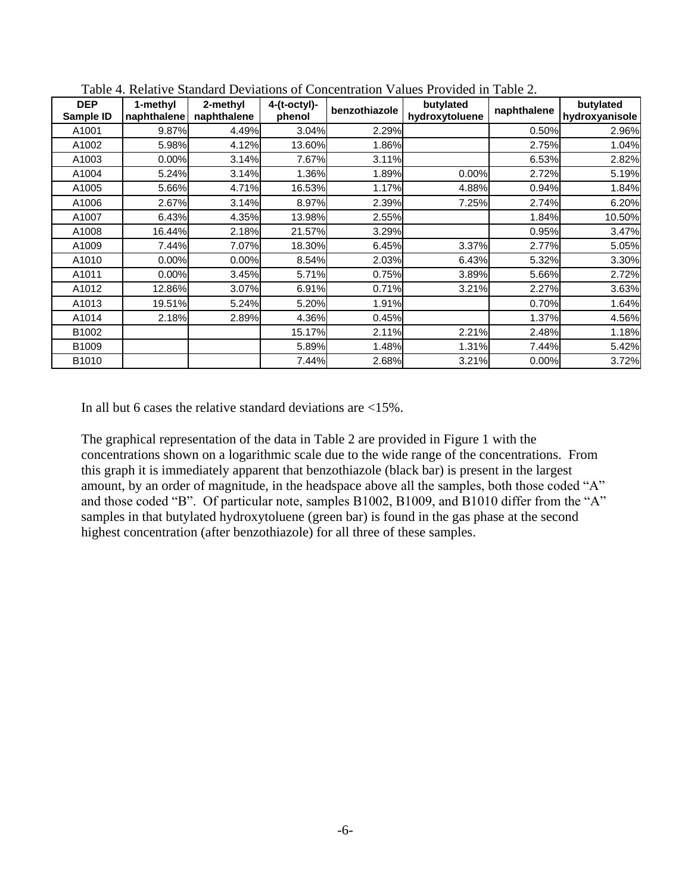Table 4. Relative Standard Deviations of Concentration Values Provided in Table 2.

| DEP Sample ID | 1-methyl naphthalene | 2-methyl naphthalene | 4-(t-octyl)-phenol | benzothiazole | butylated hydroxytoluene | naphthalene | butylated hydroxyanisole |
|---|---|---|---|---|---|---|---|
| A1001 | 9.87% | 4.49% | 3.04% | 2.29% | | 0.50% | 2.96% |
| A1002 | 5.98% | 4.12% | 13.60% | 1.86% | | 2.75% | 1.04% |
| A1003 | 0.00% | 3.14% | 7.67% | 3.11% | | 6.53% | 2.82% |
| A1004 | 5.24% | 3.14% | 1.36% | 1.89% | 0.00% | 2.72% | 5.19% |
| A1005 | 5.66% | 4.71% | 16.53% | 1.17% | 4.88% | 0.94% | 1.84% |
| A1006 | 2.67% | 3.14% | 8.97% | 2.39% | 7.25% | 2.74% | 6.20% |
| A1007 | 6.43% | 4.35% | 13.98% | 2.55% | | 1.84% | 10.50% |
| A1008 | 16.44% | 2.18% | 21.57% | 3.29% | | 0.95% | 3.47% |
| A1009 | 7.44% | 7.07% | 18.30% | 6.45% | 3.37% | 2.77% | 5.05% |
| A1010 | 0.00% | 0.00% | 8.54% | 2.03% | 6.43% | 5.32% | 3.30% |
| A1011 | 0.00% | 3.45% | 5.71% | 0.75% | 3.89% | 5.66% | 2.72% |
| A1012 | 12.86% | 3.07% | 6.91% | 0.71% | 3.21% | 2.27% | 3.63% |
| A1013 | 19.51% | 5.24% | 5.20% | 1.91% | | 0.70% | 1.64% |
| A1014 | 2.18% | 2.89% | 4.36% | 0.45% | | 1.37% | 4.56% |
| B1002 | | | 15.17% | 2.11% | 2.21% | 2.48% | 1.18% |
| B1009 | | | 5.89% | 1.48% | 1.31% | 7.44% | 5.42% |
| B1010 | | | 7.44% | 2.68% | 3.21% | 0.00% | 3.72% |

In all but 6 cases the relative standard deviations are <15%.

The graphical representation of the data in Table 2 are provided in Figure 1 with the concentrations shown on a logarithmic scale due to the wide range of the concentrations. From this graph it is immediately apparent that benzothiazole (black bar) is present in the largest amount, by an order of magnitude, in the headspace above all the samples, both those coded "A" and those coded "B". Of particular note, samples B1002, B1009, and B1010 differ from the "A" samples in that butylated hydroxytoluene (green bar) is found in the gas phase at the second highest concentration (after benzothiazole) for all three of these samples.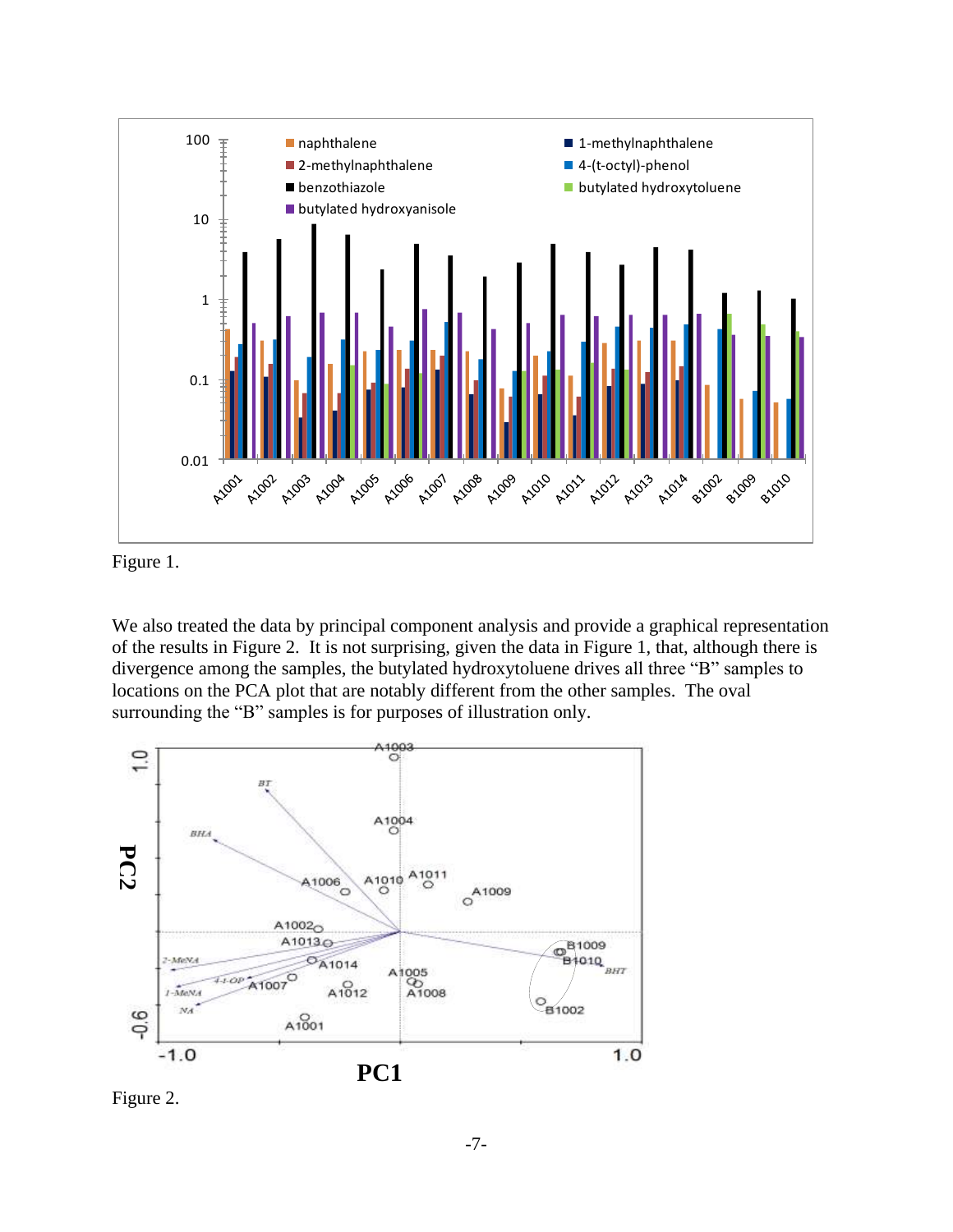Figure 1.

We also treated the data by principal component analysis and provide a graphical representation of the results in Figure 2. It is not surprising, given the data in Figure 1, that, although there is divergence among the samples, the butylated hydroxytoluene drives all three "B" samples to locations on the PCA plot that are notably different from the other samples. The oval surrounding the "B" samples is for purposes of illustration only.

Figure 2.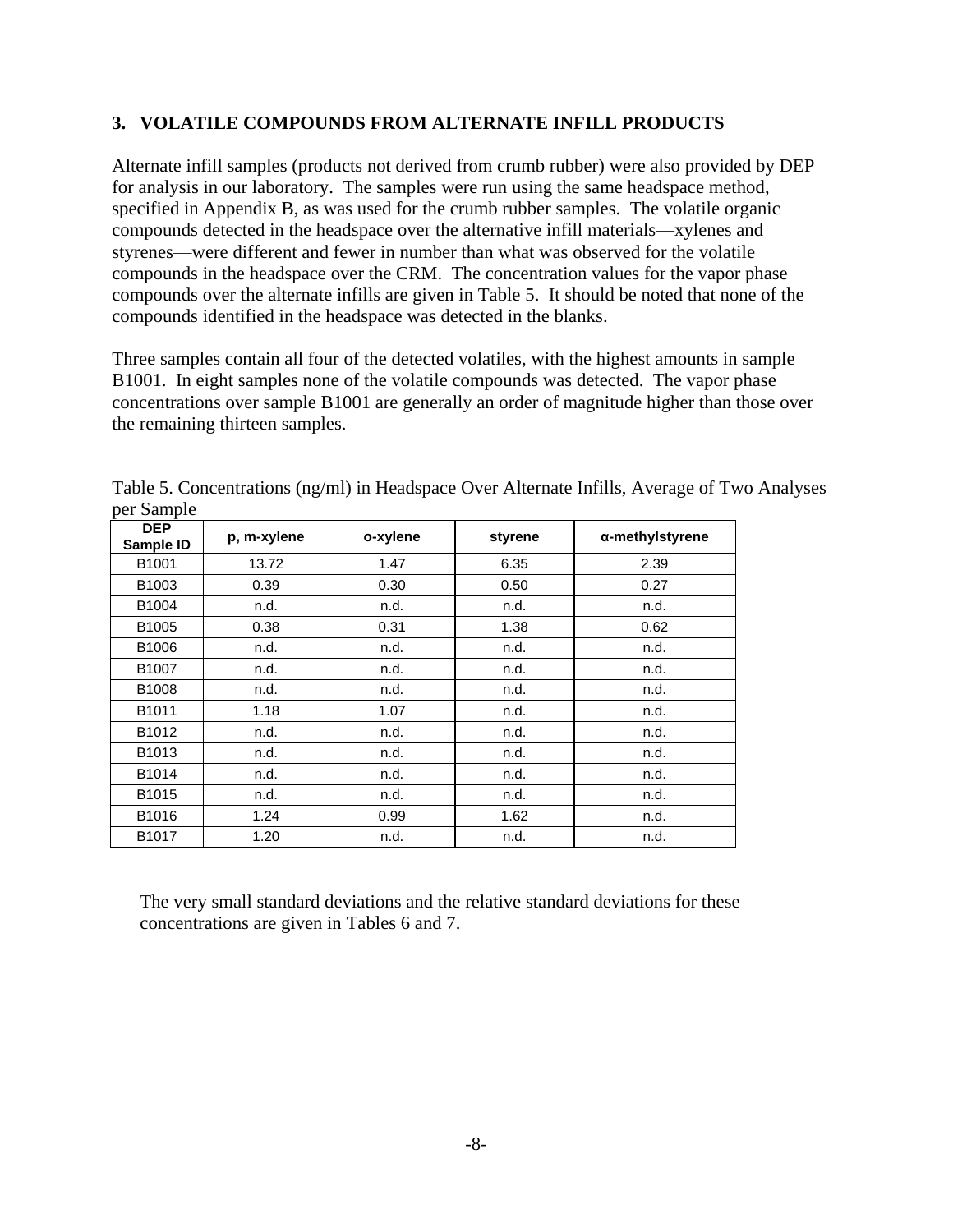## 3. VOLATILE COMPOUNDS FROM ALTERNATE INFILL PRODUCTS

Alternate infill samples (products not derived from crumb rubber) were also provided by DEP for analysis in our laboratory. The samples were run using the same headspace method, specified in Appendix B, as was used for the crumb rubber samples. The volatile organic compounds detected in the headspace over the alternative infill materials—xylenes and styrenes—were different and fewer in number than what was observed for the volatile compounds in the headspace over the CRM. The concentration values for the vapor phase compounds over the alternate infills are given in Table 5. It should be noted that none of the compounds identified in the headspace was detected in the blanks.

Three samples contain all four of the detected volatiles, with the highest amounts in sample B1001. In eight samples none of the volatile compounds was detected. The vapor phase concentrations over sample B1001 are generally an order of magnitude higher than those over the remaining thirteen samples.

Table 5. Concentrations (ng/ml) in Headspace Over Alternate Infills, Average of Two Analyses per Sample

| DEP Sample ID | p, m-xylene | o-xylene | styrene | α-methylstyrene |
|---|---|---|---|---|
| B1001 | 13.72 | 1.47 | 6.35 | 2.39 |
| B1003 | 0.39 | 0.30 | 0.50 | 0.27 |
| B1004 | n.d. | n.d. | n.d. | n.d. |
| B1005 | 0.38 | 0.31 | 1.38 | 0.62 |
| B1006 | n.d. | n.d. | n.d. | n.d. |
| B1007 | n.d. | n.d. | n.d. | n.d. |
| B1008 | n.d. | n.d. | n.d. | n.d. |
| B1011 | 1.18 | 1.07 | n.d. | n.d. |
| B1012 | n.d. | n.d. | n.d. | n.d. |
| B1013 | n.d. | n.d. | n.d. | n.d. |
| B1014 | n.d. | n.d. | n.d. | n.d. |
| B1015 | n.d. | n.d. | n.d. | n.d. |
| B1016 | 1.24 | 0.99 | 1.62 | n.d. |
| B1017 | 1.20 | n.d. | n.d. | n.d. |

The very small standard deviations and the relative standard deviations for these concentrations are given in Tables 6 and 7.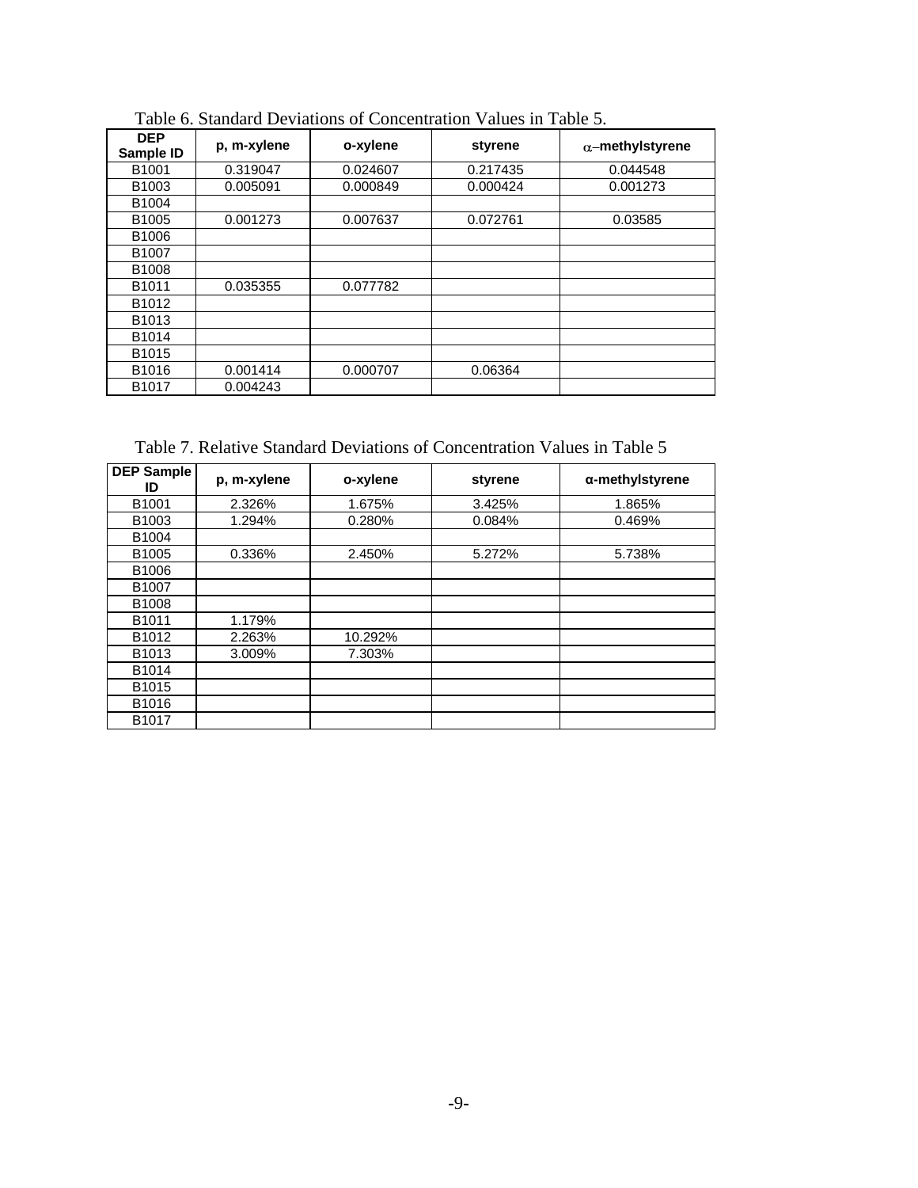Table 6. Standard Deviations of Concentration Values in Table 5.

| DEP Sample ID | p, m-xylene | o-xylene | styrene | $\alpha$–methylstyrene |
|---|---|---|---|---|
| B1001 | 0.319047 | 0.024607 | 0.217435 | 0.044548 |
| B1003 | 0.005091 | 0.000849 | 0.000424 | 0.001273 |
| B1004 | | | | |
| B1005 | 0.001273 | 0.007637 | 0.072761 | 0.03585 |
| B1006 | | | | |
| B1007 | | | | |
| B1008 | | | | |
| B1011 | 0.035355 | 0.077782 | | |
| B1012 | | | | |
| B1013 | | | | |
| B1014 | | | | |
| B1015 | | | | |
| B1016 | 0.001414 | 0.000707 | 0.06364 | |
| B1017 | 0.004243 | | | |

Table 7. Relative Standard Deviations of Concentration Values in Table 5

| DEP Sample ID | p, m-xylene | o-xylene | styrene | α-methylstyrene |
|---|---|---|---|---|
| B1001 | 2.326% | 1.675% | 3.425% | 1.865% |
| B1003 | 1.294% | 0.280% | 0.084% | 0.469% |
| B1004 | | | | |
| B1005 | 0.336% | 2.450% | 5.272% | 5.738% |
| B1006 | | | | |
| B1007 | | | | |
| B1008 | | | | |
| B1011 | 1.179% | | | |
| B1012 | 2.263% | 10.292% | | |
| B1013 | 3.009% | 7.303% | | |
| B1014 | | | | |
| B1015 | | | | |
| B1016 | | | | |
| B1017 | | | | |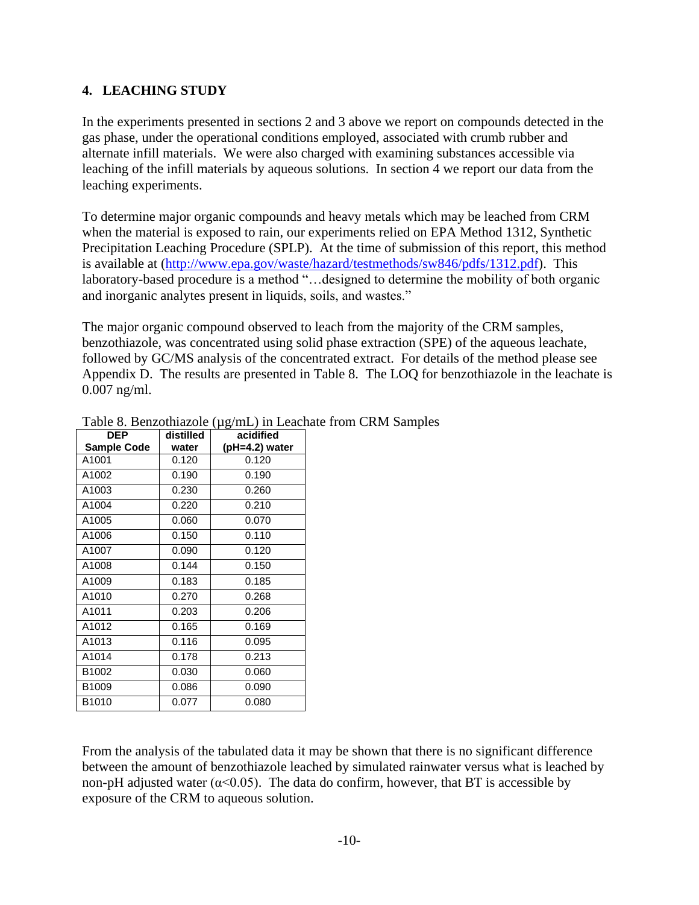## 4. LEACHING STUDY

In the experiments presented in sections 2 and 3 above we report on compounds detected in the gas phase, under the operational conditions employed, associated with crumb rubber and alternate infill materials. We were also charged with examining substances accessible via leaching of the infill materials by aqueous solutions. In section 4 we report our data from the leaching experiments.

To determine major organic compounds and heavy metals which may be leached from CRM when the material is exposed to rain, our experiments relied on EPA Method 1312, Synthetic Precipitation Leaching Procedure (SPLP). At the time of submission of this report, this method is available at (http://www.epa.gov/waste/hazard/testmethods/sw846/pdfs/1312.pdf). This laboratory-based procedure is a method "…designed to determine the mobility of both organic and inorganic analytes present in liquids, soils, and wastes."

The major organic compound observed to leach from the majority of the CRM samples, benzothiazole, was concentrated using solid phase extraction (SPE) of the aqueous leachate, followed by GC/MS analysis of the concentrated extract. For details of the method please see Appendix D. The results are presented in Table 8. The LOQ for benzothiazole in the leachate is 0.007 ng/ml.

Table 8. Benzothiazole (µg/mL) in Leachate from CRM Samples

| DEP Sample Code | distilled water | acidified (pH=4.2) water |
|---|---|---|
| A1001 | 0.120 | 0.120 |
| A1002 | 0.190 | 0.190 |
| A1003 | 0.230 | 0.260 |
| A1004 | 0.220 | 0.210 |
| A1005 | 0.060 | 0.070 |
| A1006 | 0.150 | 0.110 |
| A1007 | 0.090 | 0.120 |
| A1008 | 0.144 | 0.150 |
| A1009 | 0.183 | 0.185 |
| A1010 | 0.270 | 0.268 |
| A1011 | 0.203 | 0.206 |
| A1012 | 0.165 | 0.169 |
| A1013 | 0.116 | 0.095 |
| A1014 | 0.178 | 0.213 |
| B1002 | 0.030 | 0.060 |
| B1009 | 0.086 | 0.090 |
| B1010 | 0.077 | 0.080 |

From the analysis of the tabulated data it may be shown that there is no significant difference between the amount of benzothiazole leached by simulated rainwater versus what is leached by non-pH adjusted water ($\alpha<0.05$). The data do confirm, however, that BT is accessible by exposure of the CRM to aqueous solution.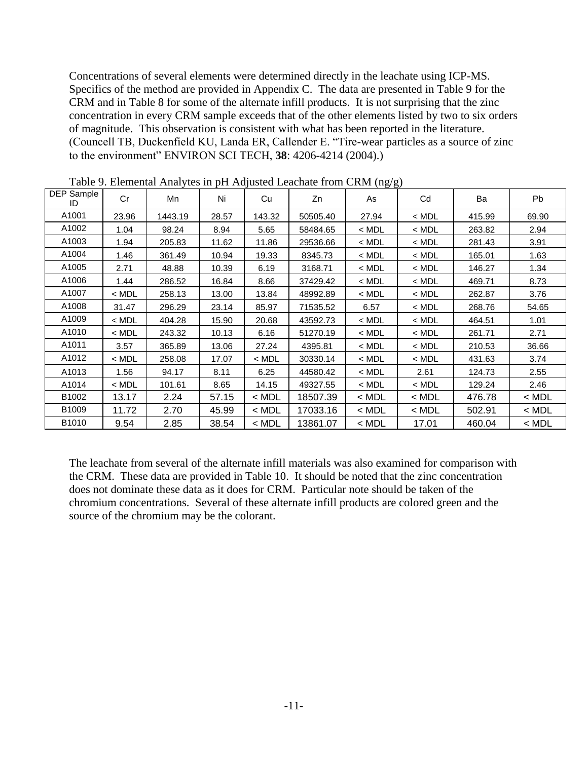Concentrations of several elements were determined directly in the leachate using ICP-MS. Specifics of the method are provided in Appendix C. The data are presented in Table 9 for the CRM and in Table 8 for some of the alternate infill products. It is not surprising that the zinc concentration in every CRM sample exceeds that of the other elements listed by two to six orders of magnitude. This observation is consistent with what has been reported in the literature. (Councell TB, Duckenfield KU, Landa ER, Callender E. "Tire-wear particles as a source of zinc to the environment" ENVIRON SCI TECH, **38**: 4206-4214 (2004).)

Table 9. Elemental Analytes in pH Adjusted Leachate from CRM (ng/g)

| DEP Sample ID | Cr | Mn | Ni | Cu | Zn | As | Cd | Ba | Pb |
|---|---|---|---|---|---|---|---|---|---|
| A1001 | 23.96 | 1443.19 | 28.57 | 143.32 | 50505.40 | 27.94 | < MDL | 415.99 | 69.90 |
| A1002 | 1.04 | 98.24 | 8.94 | 5.65 | 58484.65 | < MDL | < MDL | 263.82 | 2.94 |
| A1003 | 1.94 | 205.83 | 11.62 | 11.86 | 29536.66 | < MDL | < MDL | 281.43 | 3.91 |
| A1004 | 1.46 | 361.49 | 10.94 | 19.33 | 8345.73 | < MDL | < MDL | 165.01 | 1.63 |
| A1005 | 2.71 | 48.88 | 10.39 | 6.19 | 3168.71 | < MDL | < MDL | 146.27 | 1.34 |
| A1006 | 1.44 | 286.52 | 16.84 | 8.66 | 37429.42 | < MDL | < MDL | 469.71 | 8.73 |
| A1007 | < MDL | 258.13 | 13.00 | 13.84 | 48992.89 | < MDL | < MDL | 262.87 | 3.76 |
| A1008 | 31.47 | 296.29 | 23.14 | 85.97 | 71535.52 | 6.57 | < MDL | 268.76 | 54.65 |
| A1009 | < MDL | 404.28 | 15.90 | 20.68 | 43592.73 | < MDL | < MDL | 464.51 | 1.01 |
| A1010 | < MDL | 243.32 | 10.13 | 6.16 | 51270.19 | < MDL | < MDL | 261.71 | 2.71 |
| A1011 | 3.57 | 365.89 | 13.06 | 27.24 | 4395.81 | < MDL | < MDL | 210.53 | 36.66 |
| A1012 | < MDL | 258.08 | 17.07 | < MDL | 30330.14 | < MDL | < MDL | 431.63 | 3.74 |
| A1013 | 1.56 | 94.17 | 8.11 | 6.25 | 44580.42 | < MDL | 2.61 | 124.73 | 2.55 |
| A1014 | < MDL | 101.61 | 8.65 | 14.15 | 49327.55 | < MDL | < MDL | 129.24 | 2.46 |
| B1002 | 13.17 | 2.24 | 57.15 | < MDL | 18507.39 | < MDL | < MDL | 476.78 | < MDL |
| B1009 | 11.72 | 2.70 | 45.99 | < MDL | 17033.16 | < MDL | < MDL | 502.91 | < MDL |
| B1010 | 9.54 | 2.85 | 38.54 | < MDL | 13861.07 | < MDL | 17.01 | 460.04 | < MDL |

The leachate from several of the alternate infill materials was also examined for comparison with the CRM. These data are provided in Table 10. It should be noted that the zinc concentration does not dominate these data as it does for CRM. Particular note should be taken of the chromium concentrations. Several of these alternate infill products are colored green and the source of the chromium may be the colorant.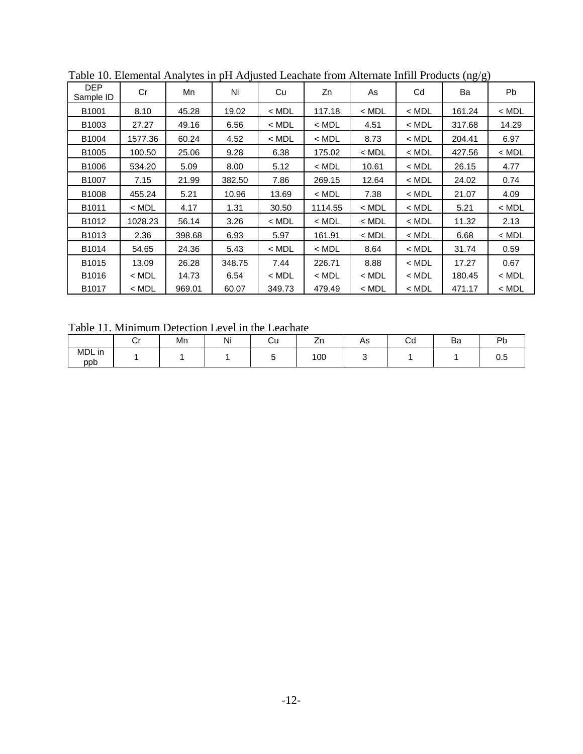Table 10. Elemental Analytes in pH Adjusted Leachate from Alternate Infill Products (ng/g)

| DEP Sample ID | Cr | Mn | Ni | Cu | Zn | As | Cd | Ba | Pb |
|---|---|---|---|---|---|---|---|---|---|
| B1001 | 8.10 | 45.28 | 19.02 | < MDL | 117.18 | < MDL | < MDL | 161.24 | < MDL |
| B1003 | 27.27 | 49.16 | 6.56 | < MDL | < MDL | 4.51 | < MDL | 317.68 | 14.29 |
| B1004 | 1577.36 | 60.24 | 4.52 | < MDL | < MDL | 8.73 | < MDL | 204.41 | 6.97 |
| B1005 | 100.50 | 25.06 | 9.28 | 6.38 | 175.02 | < MDL | < MDL | 427.56 | < MDL |
| B1006 | 534.20 | 5.09 | 8.00 | 5.12 | < MDL | 10.61 | < MDL | 26.15 | 4.77 |
| B1007 | 7.15 | 21.99 | 382.50 | 7.86 | 269.15 | 12.64 | < MDL | 24.02 | 0.74 |
| B1008 | 455.24 | 5.21 | 10.96 | 13.69 | < MDL | 7.38 | < MDL | 21.07 | 4.09 |
| B1011 | < MDL | 4.17 | 1.31 | 30.50 | 1114.55 | < MDL | < MDL | 5.21 | < MDL |
| B1012 | 1028.23 | 56.14 | 3.26 | < MDL | < MDL | < MDL | < MDL | 11.32 | 2.13 |
| B1013 | 2.36 | 398.68 | 6.93 | 5.97 | 161.91 | < MDL | < MDL | 6.68 | < MDL |
| B1014 | 54.65 | 24.36 | 5.43 | < MDL | < MDL | 8.64 | < MDL | 31.74 | 0.59 |
| B1015 | 13.09 | 26.28 | 348.75 | 7.44 | 226.71 | 8.88 | < MDL | 17.27 | 0.67 |
| B1016 | < MDL | 14.73 | 6.54 | < MDL | < MDL | < MDL | < MDL | 180.45 | < MDL |
| B1017 | < MDL | 969.01 | 60.07 | 349.73 | 479.49 | < MDL | < MDL | 471.17 | < MDL |

Table 11. Minimum Detection Level in the Leachate

| | Cr | Mn | Ni | Cu | Zn | As | Cd | Ba | Pb |
|---|---|---|---|---|---|---|---|---|---|
| MDL in ppb | 1 | 1 | 1 | 5 | 100 | 3 | 1 | 1 | 0.5 |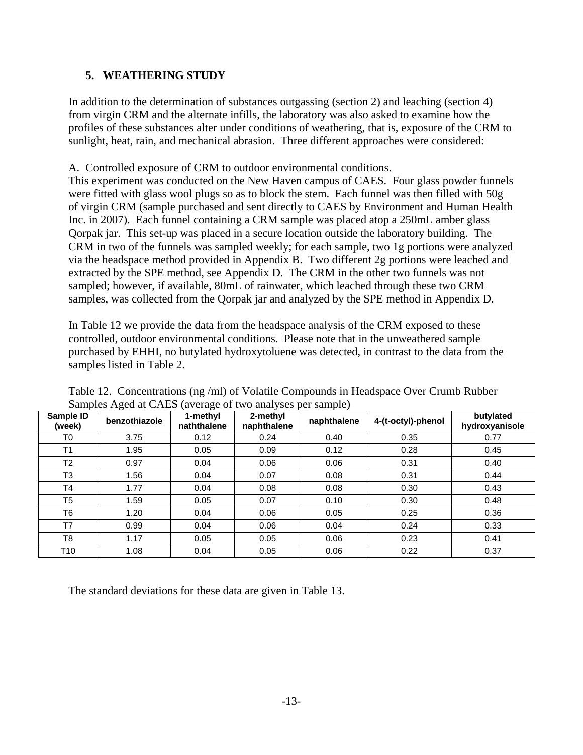## 5. WEATHERING STUDY

In addition to the determination of substances outgassing (section 2) and leaching (section 4) from virgin CRM and the alternate infills, the laboratory was also asked to examine how the profiles of these substances alter under conditions of weathering, that is, exposure of the CRM to sunlight, heat, rain, and mechanical abrasion. Three different approaches were considered:

A. <u>Controlled exposure of CRM to outdoor environmental conditions.</u>
This experiment was conducted on the New Haven campus of CAES. Four glass powder funnels were fitted with glass wool plugs so as to block the stem. Each funnel was then filled with 50g of virgin CRM (sample purchased and sent directly to CAES by Environment and Human Health Inc. in 2007). Each funnel containing a CRM sample was placed atop a 250mL amber glass Qorpak jar. This set-up was placed in a secure location outside the laboratory building. The CRM in two of the funnels was sampled weekly; for each sample, two 1g portions were analyzed via the headspace method provided in Appendix B. Two different 2g portions were leached and extracted by the SPE method, see Appendix D. The CRM in the other two funnels was not sampled; however, if available, 80mL of rainwater, which leached through these two CRM samples, was collected from the Qorpak jar and analyzed by the SPE method in Appendix D.

In Table 12 we provide the data from the headspace analysis of the CRM exposed to these controlled, outdoor environmental conditions. Please note that in the unweathered sample purchased by EHHI, no butylated hydroxytoluene was detected, in contrast to the data from the samples listed in Table 2.

Table 12. Concentrations (ng /ml) of Volatile Compounds in Headspace Over Crumb Rubber Samples Aged at CAES (average of two analyses per sample)

| Sample ID (week) | benzothiazole | 1-methyl naththalene | 2-methyl naphthalene | naphthalene | 4-(t-octyl)-phenol | butylated hydroxyanisole |
|---|---|---|---|---|---|---|
| T0 | 3.75 | 0.12 | 0.24 | 0.40 | 0.35 | 0.77 |
| T1 | 1.95 | 0.05 | 0.09 | 0.12 | 0.28 | 0.45 |
| T2 | 0.97 | 0.04 | 0.06 | 0.06 | 0.31 | 0.40 |
| T3 | 1.56 | 0.04 | 0.07 | 0.08 | 0.31 | 0.44 |
| T4 | 1.77 | 0.04 | 0.08 | 0.08 | 0.30 | 0.43 |
| T5 | 1.59 | 0.05 | 0.07 | 0.10 | 0.30 | 0.48 |
| T6 | 1.20 | 0.04 | 0.06 | 0.05 | 0.25 | 0.36 |
| T7 | 0.99 | 0.04 | 0.06 | 0.04 | 0.24 | 0.33 |
| T8 | 1.17 | 0.05 | 0.05 | 0.06 | 0.23 | 0.41 |
| T10 | 1.08 | 0.04 | 0.05 | 0.06 | 0.22 | 0.37 |

The standard deviations for these data are given in Table 13.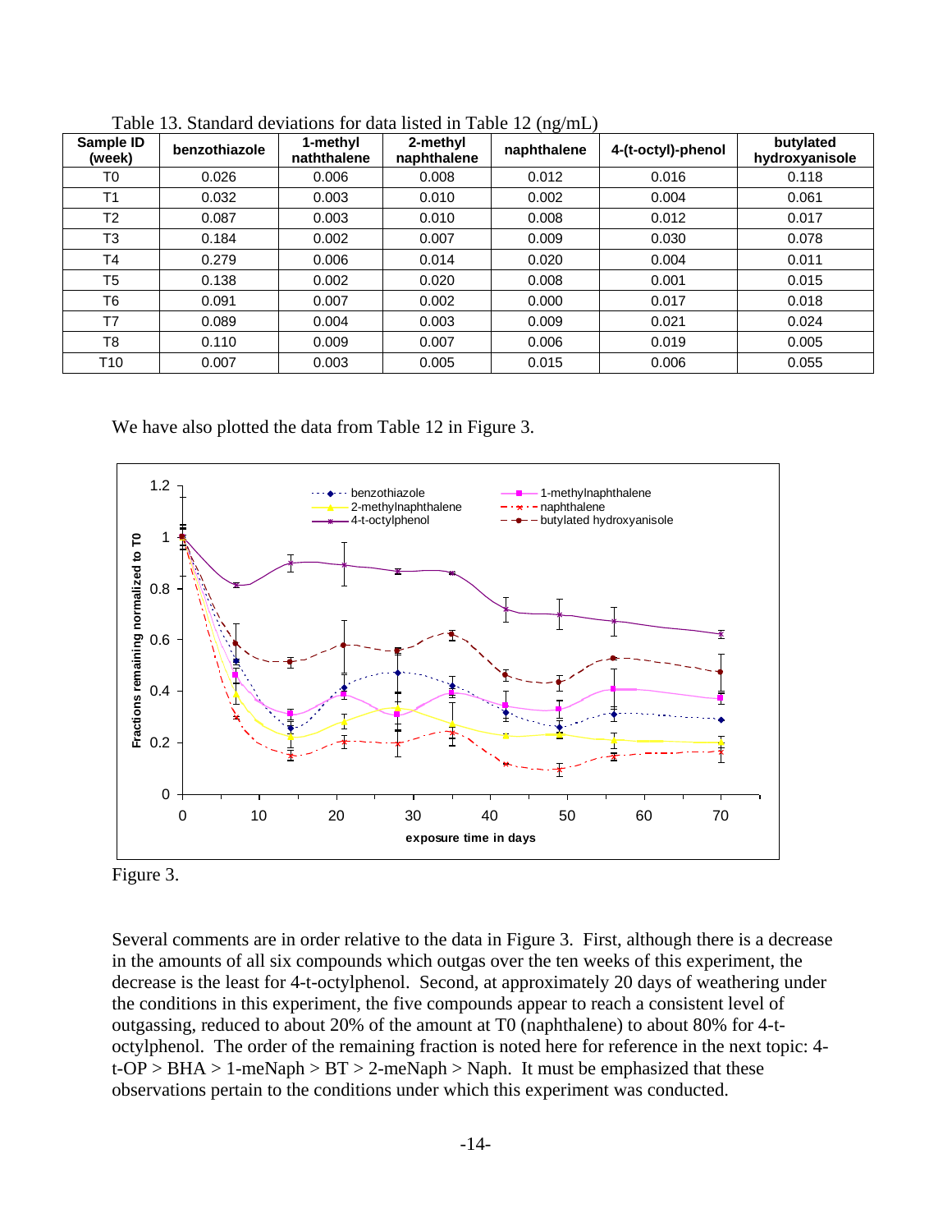Table 13. Standard deviations for data listed in Table 12 (ng/mL)

| Sample ID (week) | benzothiazole | 1-methyl naththalene | 2-methyl naphthalene | naphthalene | 4-(t-octyl)-phenol | butylated hydroxyanisole |
|---|---|---|---|---|---|---|
| T0 | 0.026 | 0.006 | 0.008 | 0.012 | 0.016 | 0.118 |
| T1 | 0.032 | 0.003 | 0.010 | 0.002 | 0.004 | 0.061 |
| T2 | 0.087 | 0.003 | 0.010 | 0.008 | 0.012 | 0.017 |
| T3 | 0.184 | 0.002 | 0.007 | 0.009 | 0.030 | 0.078 |
| T4 | 0.279 | 0.006 | 0.014 | 0.020 | 0.004 | 0.011 |
| T5 | 0.138 | 0.002 | 0.020 | 0.008 | 0.001 | 0.015 |
| T6 | 0.091 | 0.007 | 0.002 | 0.000 | 0.017 | 0.018 |
| T7 | 0.089 | 0.004 | 0.003 | 0.009 | 0.021 | 0.024 |
| T8 | 0.110 | 0.009 | 0.007 | 0.006 | 0.019 | 0.005 |
| T10 | 0.007 | 0.003 | 0.005 | 0.015 | 0.006 | 0.055 |

We have also plotted the data from Table 12 in Figure 3.

Figure 3.

Several comments are in order relative to the data in Figure 3. First, although there is a decrease in the amounts of all six compounds which outgas over the ten weeks of this experiment, the decrease is the least for 4-t-octylphenol. Second, at approximately 20 days of weathering under the conditions in this experiment, the five compounds appear to reach a consistent level of outgassing, reduced to about 20% of the amount at T0 (naphthalene) to about 80% for 4-t-octylphenol. The order of the remaining fraction is noted here for reference in the next topic: 4-t-OP > BHA > 1-meNaph > BT > 2-meNaph > Naph. It must be emphasized that these observations pertain to the conditions under which this experiment was conducted.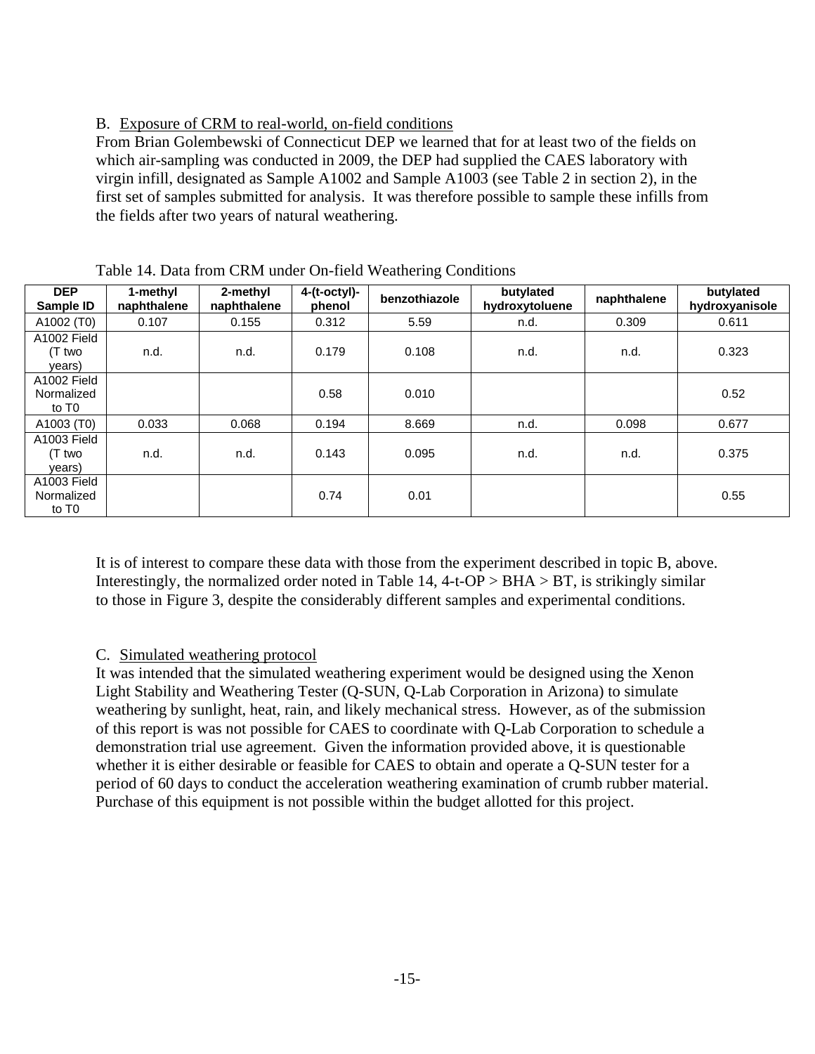B. Exposure of CRM to real-world, on-field conditions

From Brian Golembewski of Connecticut DEP we learned that for at least two of the fields on which air-sampling was conducted in 2009, the DEP had supplied the CAES laboratory with virgin infill, designated as Sample A1002 and Sample A1003 (see Table 2 in section 2), in the first set of samples submitted for analysis. It was therefore possible to sample these infills from the fields after two years of natural weathering.

Table 14. Data from CRM under On-field Weathering Conditions

| DEP Sample ID | 1-methyl naphthalene | 2-methyl naphthalene | 4-(t-octyl)-phenol | benzothiazole | butylated hydroxytoluene | naphthalene | butylated hydroxyanisole |
|---|---|---|---|---|---|---|---|
| A1002 (T0) | 0.107 | 0.155 | 0.312 | 5.59 | n.d. | 0.309 | 0.611 |
| A1002 Field (T two years) | n.d. | n.d. | 0.179 | 0.108 | n.d. | n.d. | 0.323 |
| A1002 Field Normalized to T0 | | | 0.58 | 0.010 | | | 0.52 |
| A1003 (T0) | 0.033 | 0.068 | 0.194 | 8.669 | n.d. | 0.098 | 0.677 |
| A1003 Field (T two years) | n.d. | n.d. | 0.143 | 0.095 | n.d. | n.d. | 0.375 |
| A1003 Field Normalized to T0 | | | 0.74 | 0.01 | | | 0.55 |

It is of interest to compare these data with those from the experiment described in topic B, above. Interestingly, the normalized order noted in Table 14, 4-t-OP > BHA > BT, is strikingly similar to those in Figure 3, despite the considerably different samples and experimental conditions.

C. Simulated weathering protocol

It was intended that the simulated weathering experiment would be designed using the Xenon Light Stability and Weathering Tester (Q-SUN, Q-Lab Corporation in Arizona) to simulate weathering by sunlight, heat, rain, and likely mechanical stress. However, as of the submission of this report is was not possible for CAES to coordinate with Q-Lab Corporation to schedule a demonstration trial use agreement. Given the information provided above, it is questionable whether it is either desirable or feasible for CAES to obtain and operate a Q-SUN tester for a period of 60 days to conduct the acceleration weathering examination of crumb rubber material. Purchase of this equipment is not possible within the budget allotted for this project.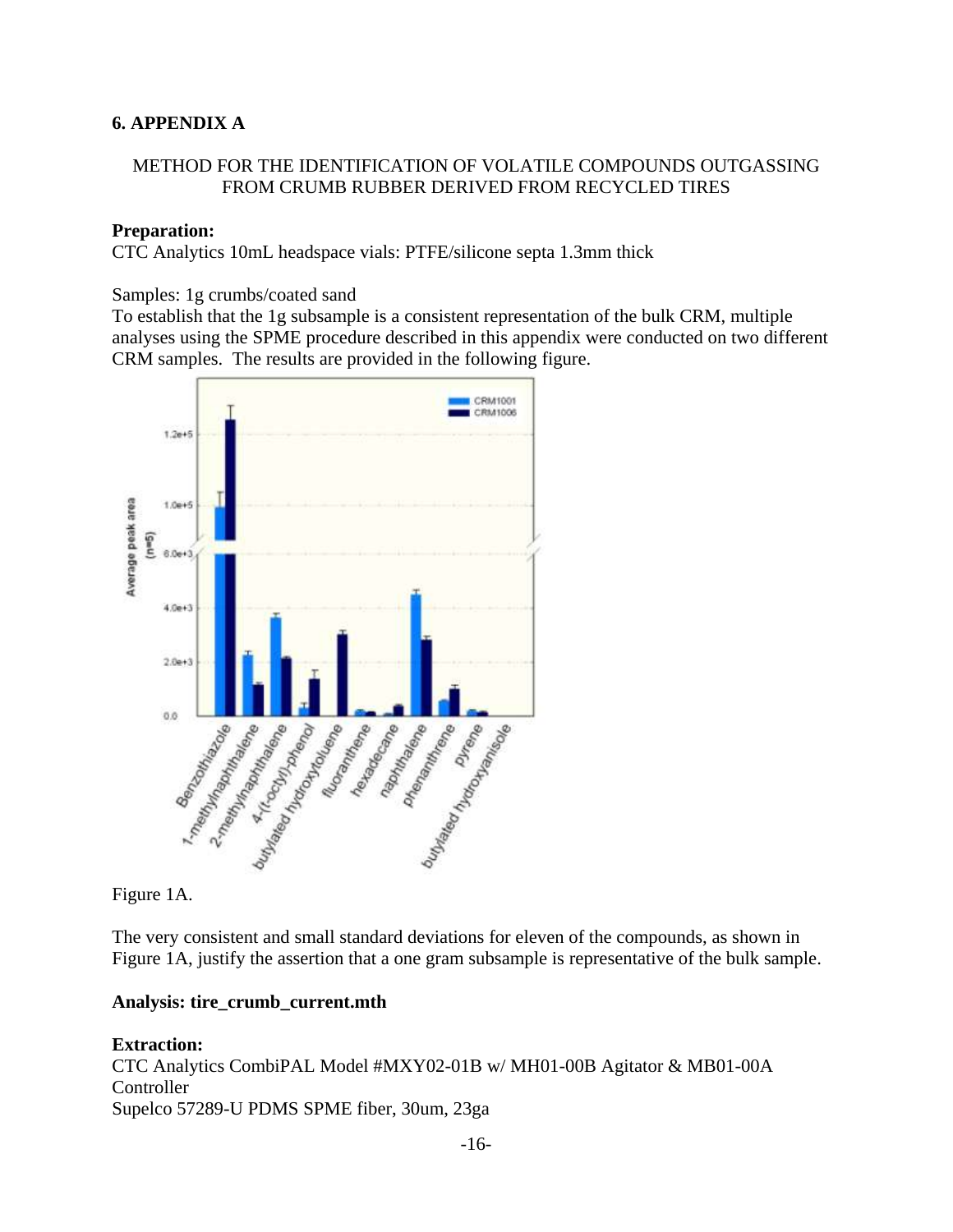### 6. APPENDIX A

METHOD FOR THE IDENTIFICATION OF VOLATILE COMPOUNDS OUTGASSING FROM CRUMB RUBBER DERIVED FROM RECYCLED TIRES

**Preparation:**
CTC Analytics 10mL headspace vials: PTFE/silicone septa 1.3mm thick

Samples: 1g crumbs/coated sand
To establish that the 1g subsample is a consistent representation of the bulk CRM, multiple analyses using the SPME procedure described in this appendix were conducted on two different CRM samples. The results are provided in the following figure.

Figure 1A.

The very consistent and small standard deviations for eleven of the compounds, as shown in Figure 1A, justify the assertion that a one gram subsample is representative of the bulk sample.

**Analysis: tire_crumb_current.mth**

**Extraction:**
CTC Analytics CombiPAL Model #MXY02-01B w/ MH01-00B Agitator & MB01-00A Controller
Supelco 57289-U PDMS SPME fiber, 30um, 23ga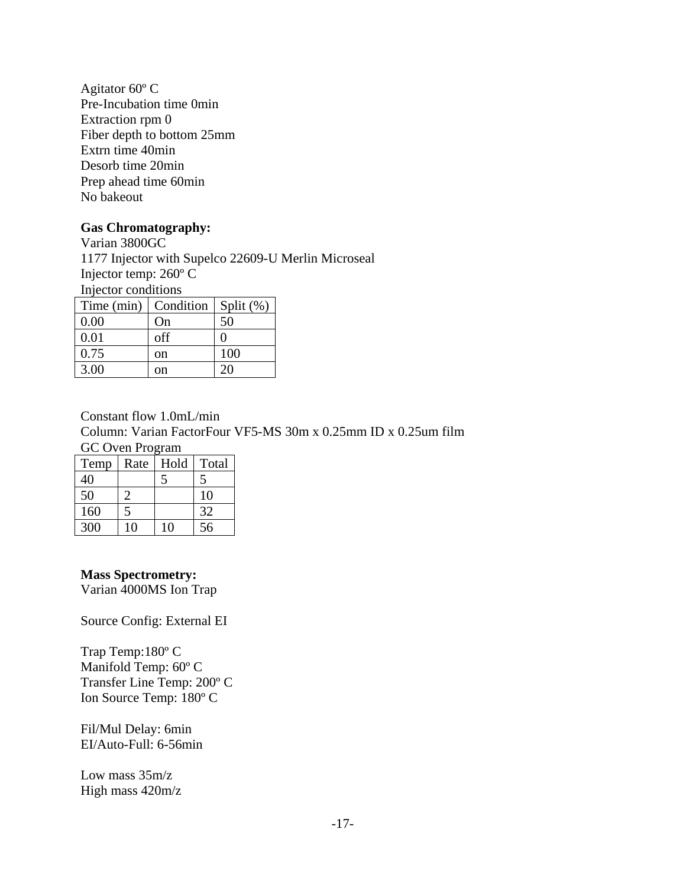Agitator 60º C
Pre-Incubation time 0min
Extraction rpm 0
Fiber depth to bottom 25mm
Extrn time 40min
Desorb time 20min
Prep ahead time 60min
No bakeout

**Gas Chromatography:**
Varian 3800GC
1177 Injector with Supelco 22609-U Merlin Microseal
Injector temp: 260º C
Injector conditions

| Time (min) | Condition | Split (%) |
|---|---|---|
| 0.00 | On | 50 |
| 0.01 | off | 0 |
| 0.75 | on | 100 |
| 3.00 | on | 20 |

Constant flow 1.0mL/min
Column: Varian FactorFour VF5-MS 30m x 0.25mm ID x 0.25um film
GC Oven Program

| Temp | Rate | Hold | Total |
|---|---|---|---|
| 40 | | 5 | 5 |
| 50 | 2 | | 10 |
| 160 | 5 | | 32 |
| 300 | 10 | 10 | 56 |

**Mass Spectrometry:**
Varian 4000MS Ion Trap

Source Config: External EI

Trap Temp:180º C
Manifold Temp: 60º C
Transfer Line Temp: 200º C
Ion Source Temp: 180º C

Fil/Mul Delay: 6min
EI/Auto-Full: 6-56min

Low mass 35m/z
High mass 420m/z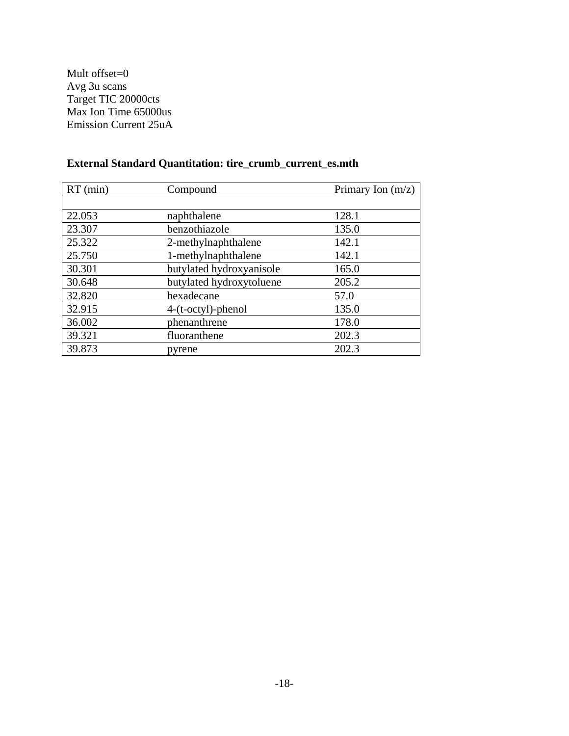Mult offset=0
Avg 3u scans
Target TIC 20000cts
Max Ion Time 65000us
Emission Current 25uA

**External Standard Quantitation: tire_crumb_current_es.mth**

| RT (min) | Compound | Primary Ion (m/z) |
|---|---|---|
| | | |
| 22.053 | naphthalene | 128.1 |
| 23.307 | benzothiazole | 135.0 |
| 25.322 | 2-methylnaphthalene | 142.1 |
| 25.750 | 1-methylnaphthalene | 142.1 |
| 30.301 | butylated hydroxyanisole | 165.0 |
| 30.648 | butylated hydroxytoluene | 205.2 |
| 32.820 | hexadecane | 57.0 |
| 32.915 | 4-(t-octyl)-phenol | 135.0 |
| 36.002 | phenanthrene | 178.0 |
| 39.321 | fluoranthene | 202.3 |
| 39.873 | pyrene | 202.3 |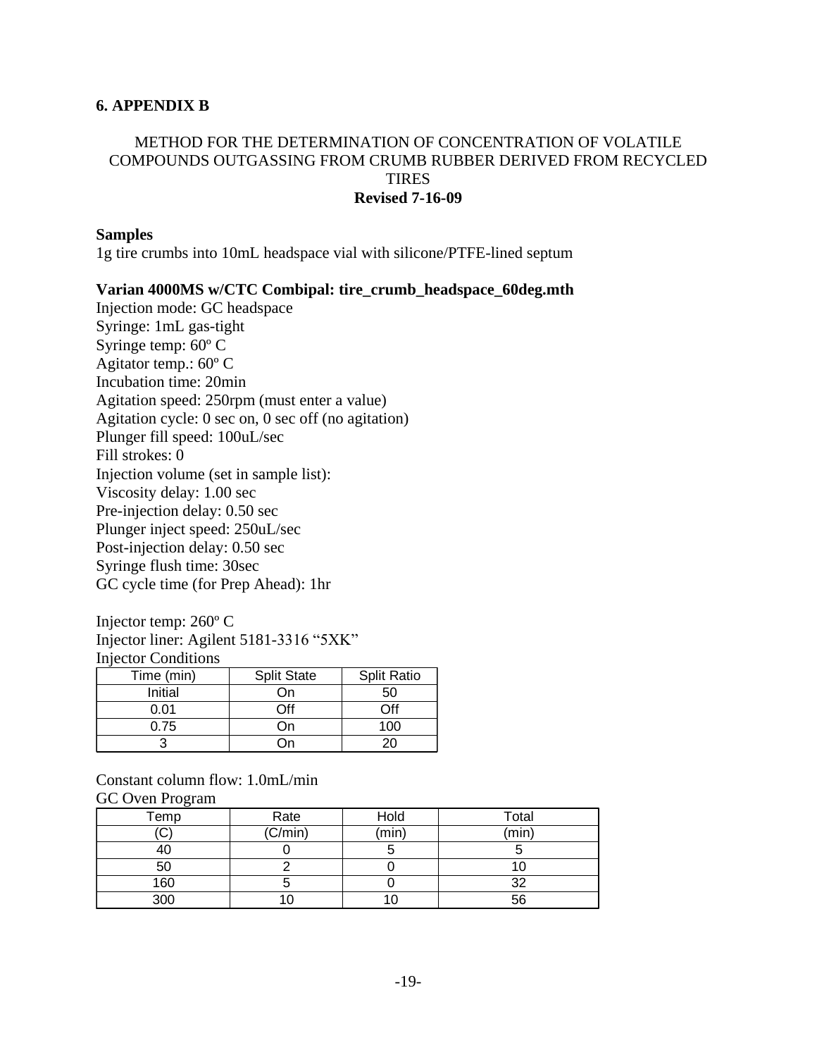## 6. APPENDIX B

METHOD FOR THE DETERMINATION OF CONCENTRATION OF VOLATILE COMPOUNDS OUTGASSING FROM CRUMB RUBBER DERIVED FROM RECYCLED TIRES

**Revised 7-16-09**

**Samples**

1g tire crumbs into 10mL headspace vial with silicone/PTFE-lined septum

**Varian 4000MS w/CTC Combipal: tire_crumb_headspace_60deg.mth**

Injection mode: GC headspace
Syringe: 1mL gas-tight
Syringe temp: 60º C
Agitator temp.: 60º C
Incubation time: 20min
Agitation speed: 250rpm (must enter a value)
Agitation cycle: 0 sec on, 0 sec off (no agitation)
Plunger fill speed: 100uL/sec
Fill strokes: 0
Injection volume (set in sample list):
Viscosity delay: 1.00 sec
Pre-injection delay: 0.50 sec
Plunger inject speed: 250uL/sec
Post-injection delay: 0.50 sec
Syringe flush time: 30sec
GC cycle time (for Prep Ahead): 1hr

Injector temp: 260º C
Injector liner: Agilent 5181-3316 "5XK"
Injector Conditions

| Time (min) | Split State | Split Ratio |
|---|---|---|
| Initial | On | 50 |
| 0.01 | Off | Off |
| 0.75 | On | 100 |
| 3 | On | 20 |

Constant column flow: 1.0mL/min
GC Oven Program

| Temp (C) | Rate (C/min) | Hold (min) | Total (min) |
|---|---|---|---|
| 40 | 0 | 5 | 5 |
| 50 | 2 | 0 | 10 |
| 160 | 5 | 0 | 32 |
| 300 | 10 | 10 | 56 |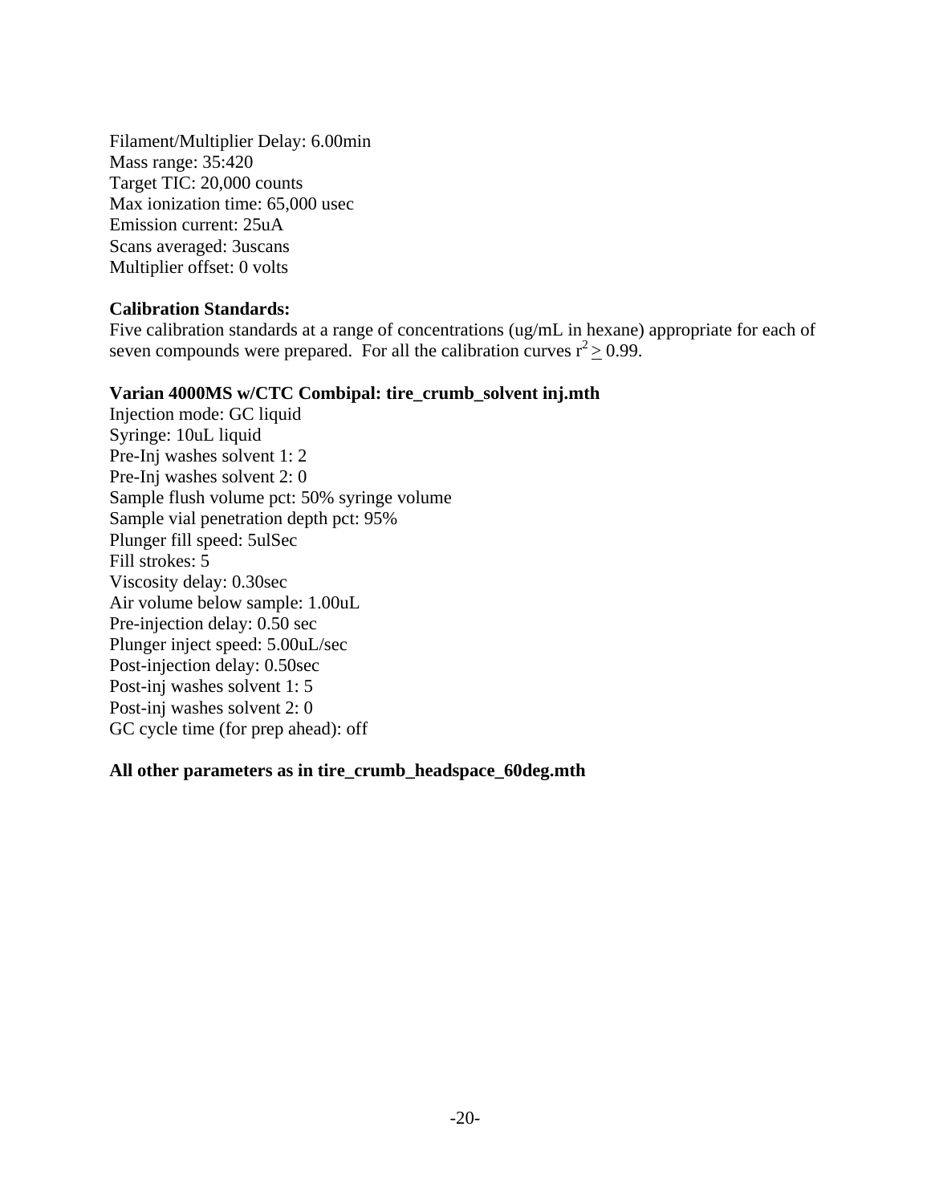Filament/Multiplier Delay: 6.00min
Mass range: 35:420
Target TIC: 20,000 counts
Max ionization time: 65,000 usec
Emission current: 25uA
Scans averaged: 3uscans
Multiplier offset: 0 volts

**Calibration Standards:**
Five calibration standards at a range of concentrations (ug/mL in hexane) appropriate for each of seven compounds were prepared. For all the calibration curves $r^2 \geq 0.99$.

**Varian 4000MS w/CTC Combipal: tire_crumb_solvent inj.mth**
Injection mode: GC liquid
Syringe: 10uL liquid
Pre-Inj washes solvent 1: 2
Pre-Inj washes solvent 2: 0
Sample flush volume pct: 50% syringe volume
Sample vial penetration depth pct: 95%
Plunger fill speed: 5ulSec
Fill strokes: 5
Viscosity delay: 0.30sec
Air volume below sample: 1.00uL
Pre-injection delay: 0.50 sec
Plunger inject speed: 5.00uL/sec
Post-injection delay: 0.50sec
Post-inj washes solvent 1: 5
Post-inj washes solvent 2: 0
GC cycle time (for prep ahead): off

**All other parameters as in tire_crumb_headspace_60deg.mth**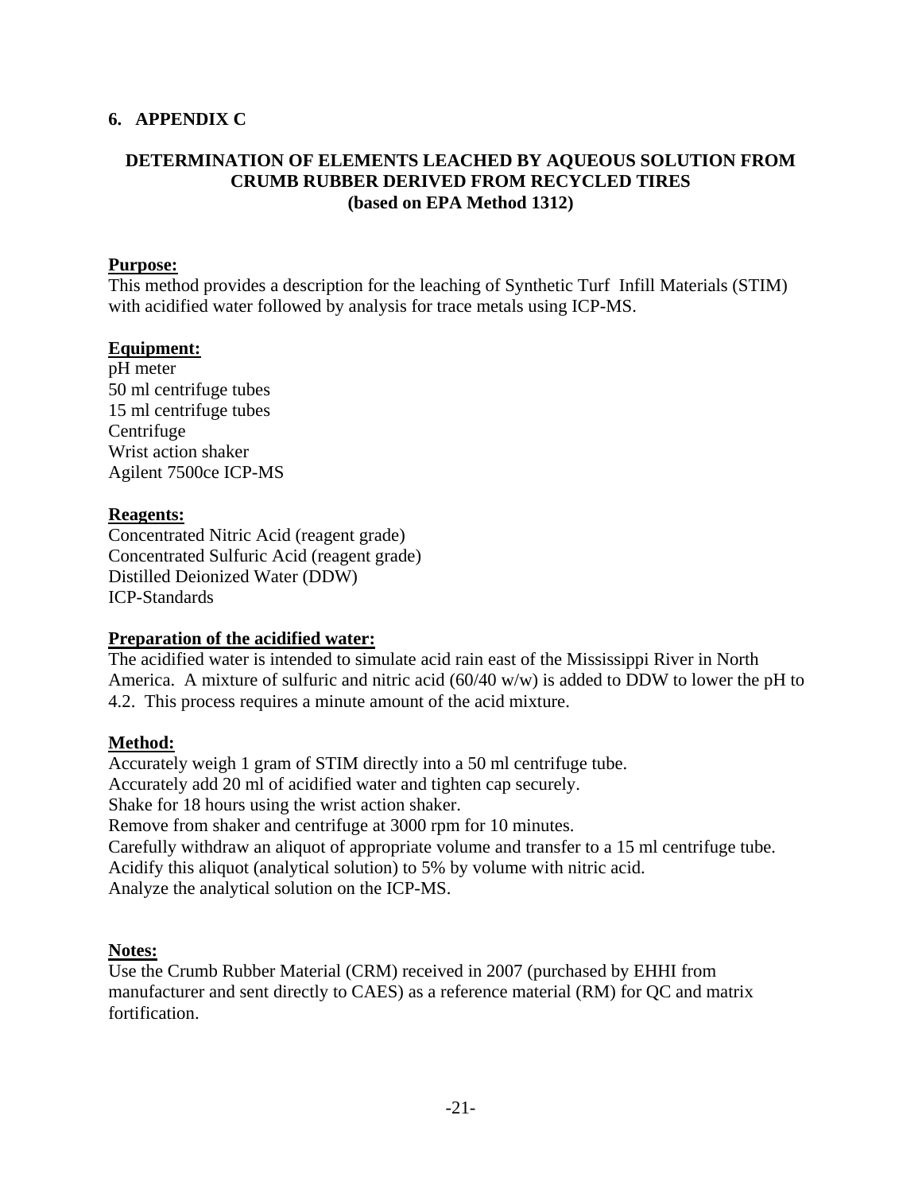## 6. APPENDIX C

### DETERMINATION OF ELEMENTS LEACHED BY AQUEOUS SOLUTION FROM CRUMB RUBBER DERIVED FROM RECYCLED TIRES (based on EPA Method 1312)

**Purpose:**

This method provides a description for the leaching of Synthetic Turf Infill Materials (STIM) with acidified water followed by analysis for trace metals using ICP-MS.

**Equipment:**

pH meter
50 ml centrifuge tubes
15 ml centrifuge tubes
Centrifuge
Wrist action shaker
Agilent 7500ce ICP-MS

**Reagents:**

Concentrated Nitric Acid (reagent grade)
Concentrated Sulfuric Acid (reagent grade)
Distilled Deionized Water (DDW)
ICP-Standards

**Preparation of the acidified water:**

The acidified water is intended to simulate acid rain east of the Mississippi River in North America. A mixture of sulfuric and nitric acid (60/40 w/w) is added to DDW to lower the pH to 4.2. This process requires a minute amount of the acid mixture.

**Method:**

Accurately weigh 1 gram of STIM directly into a 50 ml centrifuge tube.
Accurately add 20 ml of acidified water and tighten cap securely.
Shake for 18 hours using the wrist action shaker.
Remove from shaker and centrifuge at 3000 rpm for 10 minutes.
Carefully withdraw an aliquot of appropriate volume and transfer to a 15 ml centrifuge tube.
Acidify this aliquot (analytical solution) to 5% by volume with nitric acid.
Analyze the analytical solution on the ICP-MS.

**Notes:**

Use the Crumb Rubber Material (CRM) received in 2007 (purchased by EHHI from manufacturer and sent directly to CAES) as a reference material (RM) for QC and matrix fortification.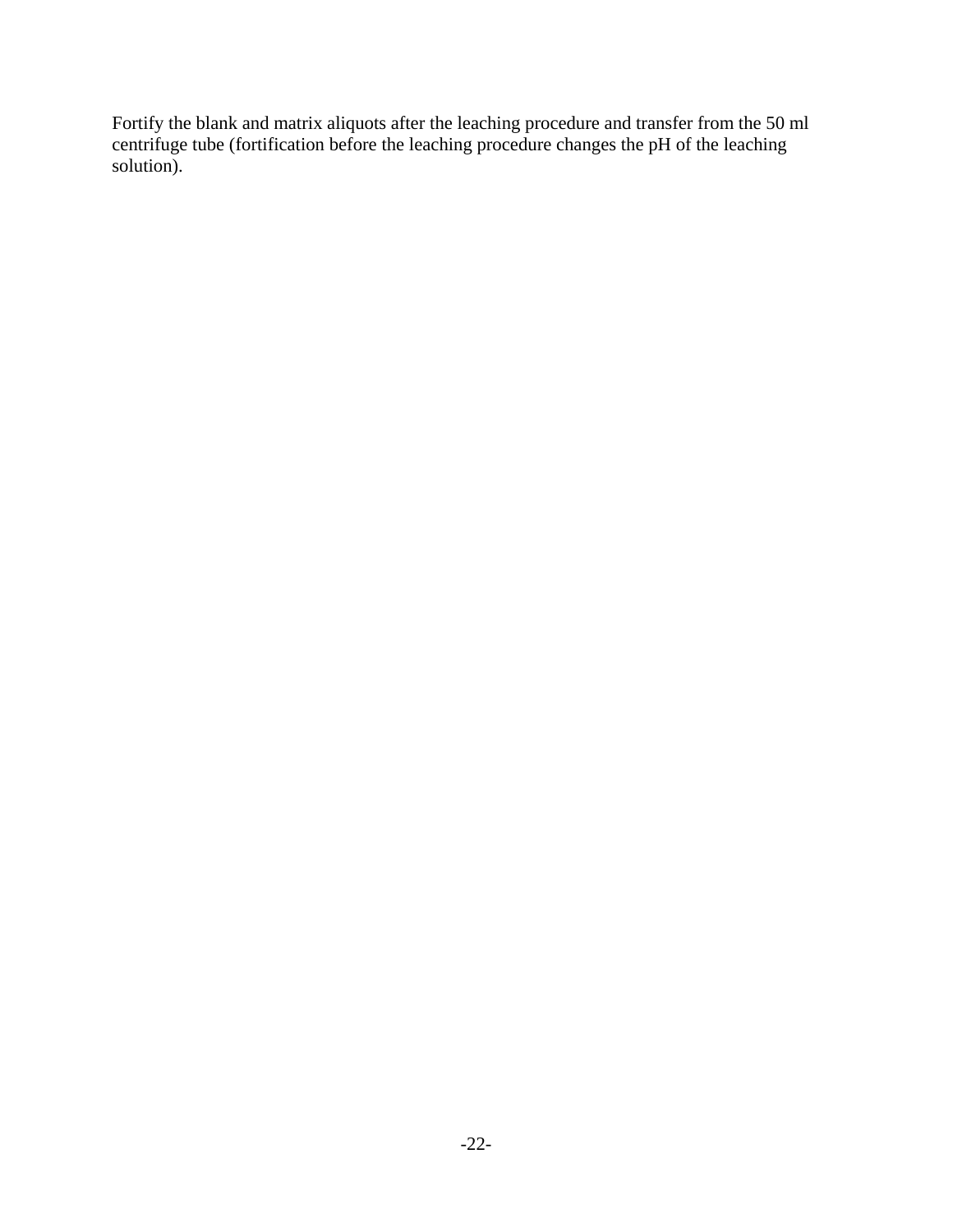Fortify the blank and matrix aliquots after the leaching procedure and transfer from the 50 ml centrifuge tube (fortification before the leaching procedure changes the pH of the leaching solution).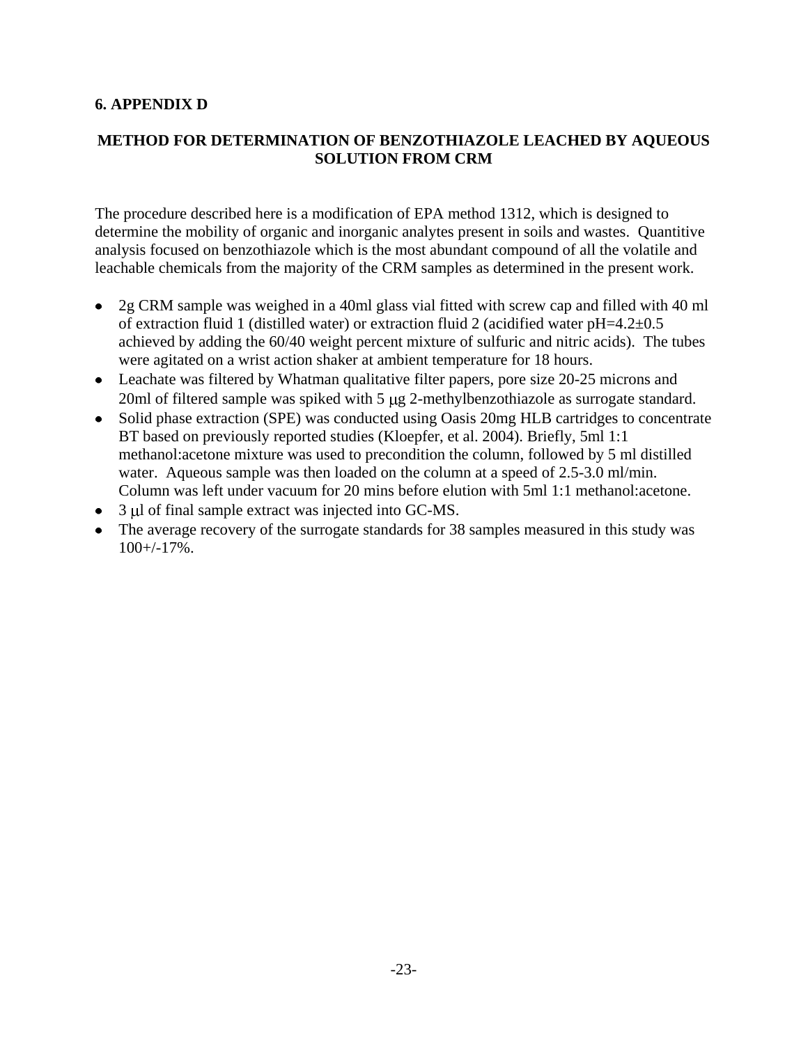## 6. APPENDIX D

### METHOD FOR DETERMINATION OF BENZOTHIAZOLE LEACHED BY AQUEOUS SOLUTION FROM CRM

The procedure described here is a modification of EPA method 1312, which is designed to determine the mobility of organic and inorganic analytes present in soils and wastes. Quantitive analysis focused on benzothiazole which is the most abundant compound of all the volatile and leachable chemicals from the majority of the CRM samples as determined in the present work.

- 2g CRM sample was weighed in a 40ml glass vial fitted with screw cap and filled with 40 ml of extraction fluid 1 (distilled water) or extraction fluid 2 (acidified water pH=4.2±0.5 achieved by adding the 60/40 weight percent mixture of sulfuric and nitric acids). The tubes were agitated on a wrist action shaker at ambient temperature for 18 hours.
- Leachate was filtered by Whatman qualitative filter papers, pore size 20-25 microns and 20ml of filtered sample was spiked with 5 μg 2-methylbenzothiazole as surrogate standard.
- Solid phase extraction (SPE) was conducted using Oasis 20mg HLB cartridges to concentrate BT based on previously reported studies (Kloepfer, et al. 2004). Briefly, 5ml 1:1 methanol:acetone mixture was used to precondition the column, followed by 5 ml distilled water. Aqueous sample was then loaded on the column at a speed of 2.5-3.0 ml/min. Column was left under vacuum for 20 mins before elution with 5ml 1:1 methanol:acetone.
- 3 μl of final sample extract was injected into GC-MS.
- The average recovery of the surrogate standards for 38 samples measured in this study was 100+/-17%.